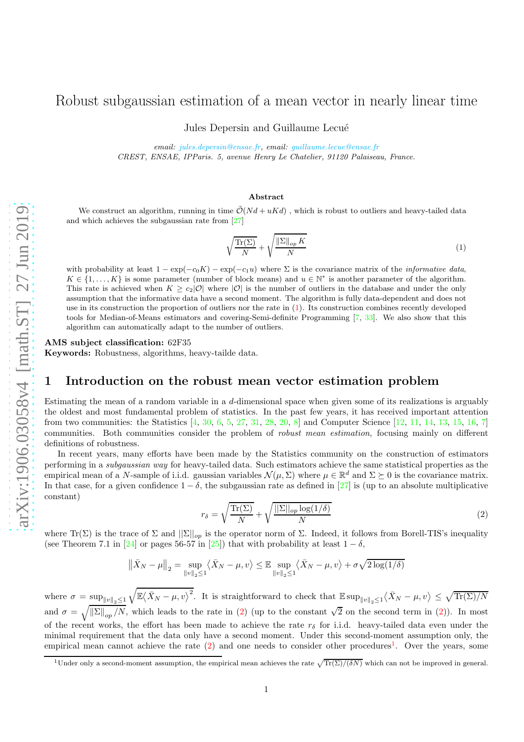# Robust subgaussian estimation of a mean vector in nearly linear time

Jules Depersin and Guillaume Lecué

*email: jules.depersin@ensae.fr, email: guillaume.lecue@ensae.fr*
*CREST, ENSAE, IPParis. 5, avenue Henry Le Chatelier, 91120 Palaiseau, France.*

arXiv:1906.03058v4 [math.ST] 27 Jun 2019

### Abstract

We construct an algorithm, running in time $\tilde{\mathcal{O}}(Nd + uKd)$ , which is robust to outliers and heavy-tailed data and which achieves the subgaussian rate from [27]

$$\sqrt{\frac{\text{Tr}(\Sigma)}{N}} + \sqrt{\frac{\|\Sigma\|_{op} K}{N}} \tag{1}$$

with probability at least $1 - \exp(-c_0 K) - \exp(-c_1 u)$ where $\Sigma$ is the covariance matrix of the *informative data*, $K \in \{1, \dots, K\}$ is some parameter (number of block means) and $u \in \mathbb{N}^*$ is another parameter of the algorithm. This rate is achieved when $K \geq c_2 |\mathcal{O}|$ where $|\mathcal{O}|$ is the number of outliers in the database and under the only assumption that the informative data have a second moment. The algorithm is fully data-dependent and does not use in its construction the proportion of outliers nor the rate in (1). Its construction combines recently developed tools for Median-of-Means estimators and covering-Semi-definite Programming [7, 33]. We also show that this algorithm can automatically adapt to the number of outliers.

**AMS subject classification:** 62F35
**Keywords:** Robustness, algorithms, heavy-tailde data.

## 1 Introduction on the robust mean vector estimation problem

Estimating the mean of a random variable in a $d$-dimensional space when given some of its realizations is arguably the oldest and most fundamental problem of statistics. In the past few years, it has received important attention from two communities: the Statistics [4, 30, 6, 5, 27, 31, 28, 20, 8] and Computer Science [12, 11, 14, 13, 15, 16, 7] communities. Both communities consider the problem of *robust mean estimation*, focusing mainly on different definitions of robustness.

In recent years, many efforts have been made by the Statistics community on the construction of estimators performing in a *subgaussian way* for heavy-tailed data. Such estimators achieve the same statistical properties as the empirical mean of a $N$-sample of i.i.d. gaussian variables $\mathcal{N}(\mu, \Sigma)$ where $\mu \in \mathbb{R}^d$ and $\Sigma \succeq 0$ is the covariance matrix. In that case, for a given confidence $1 - \delta$, the subgaussian rate as defined in [27] is (up to an absolute multiplicative constant)

$$r_\delta = \sqrt{\frac{\text{Tr}(\Sigma)}{N}} + \sqrt{\frac{\|\Sigma\|_{op} \log(1/\delta)}{N}} \tag{2}$$

where $\text{Tr}(\Sigma)$ is the trace of $\Sigma$ and $\|\Sigma\|_{op}$ is the operator norm of $\Sigma$. Indeed, it follows from Borell-TIS's inequality (see Theorem 7.1 in [24] or pages 56-57 in [25]) that with probability at least $1 - \delta$,

$$\left\|\bar{X}_N - \mu\right\|_2 = \sup_{\|v\|_2 \leq 1} \left\langle \bar{X}_N - \mu, v \right\rangle \leq \mathbb{E} \sup_{\|v\|_2 \leq 1} \left\langle \bar{X}_N - \mu, v \right\rangle + \sigma \sqrt{2 \log(1/\delta)}$$

where $\sigma = \sup_{\|v\|_2 \leq 1} \sqrt{\mathbb{E}\left\langle \bar{X}_N - \mu, v \right\rangle^2}$. It is straightforward to check that $\mathbb{E} \sup_{\|v\|_2 \leq 1} \left\langle \bar{X}_N - \mu, v \right\rangle \leq \sqrt{\text{Tr}(\Sigma)/N}$ and $\sigma = \sqrt{\|\Sigma\|_{op}/N}$, which leads to the rate in (2) (up to the constant $\sqrt{2}$ on the second term in (2)). In most of the recent works, the effort has been made to achieve the rate $r_\delta$ for i.i.d. heavy-tailed data even under the minimal requirement that the data only have a second moment. Under this second-moment assumption only, the empirical mean cannot achieve the rate (2) and one needs to consider other procedures[1]. Over the years, some

[1] Under only a second-moment assumption, the empirical mean achieves the rate $\sqrt{\text{Tr}(\Sigma)/(\delta N)}$ which can not be improved in general.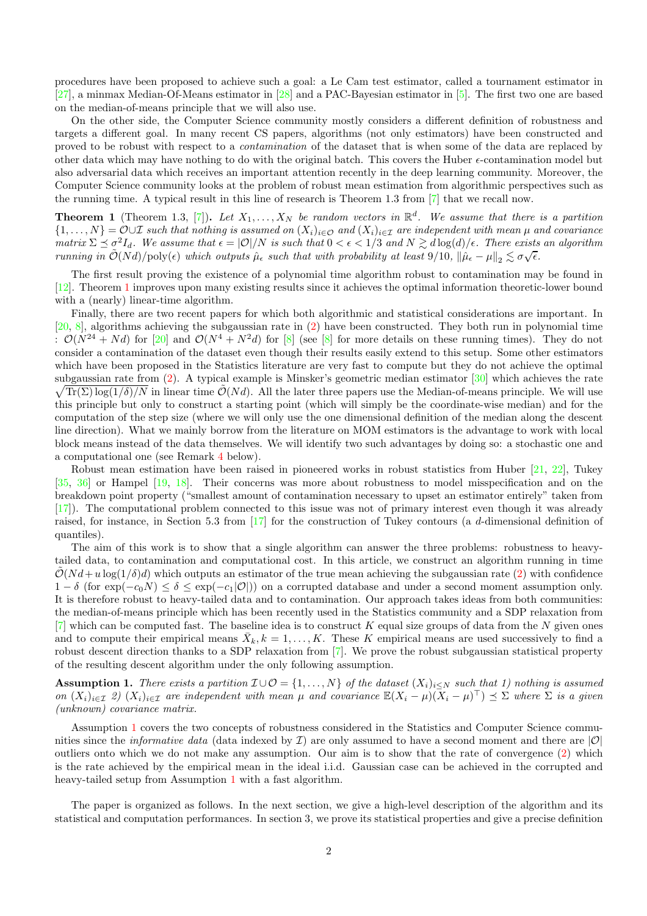procedures have been proposed to achieve such a goal: a Le Cam test estimator, called a tournament estimator in [27], a minmax Median-Of-Means estimator in [28] and a PAC-Bayesian estimator in [5]. The first two one are based on the median-of-means principle that we will also use.

On the other side, the Computer Science community mostly considers a different definition of robustness and targets a different goal. In many recent CS papers, algorithms (not only estimators) have been constructed and proved to be robust with respect to a *contamination* of the dataset that is when some of the data are replaced by other data which may have nothing to do with the original batch. This covers the Huber $\epsilon$-contamination model but also adversarial data which receives an important attention recently in the deep learning community. Moreover, the Computer Science community looks at the problem of robust mean estimation from algorithmic perspectives such as the running time. A typical result in this line of research is Theorem 1.3 from [7] that we recall now.

**Theorem 1** (Theorem 1.3, [7])**.** *Let $X_1, \ldots, X_N$ be random vectors in $\mathbb{R}^d$. We assume that there is a partition $\{1, \ldots, N\} = \mathcal{O} \cup \mathcal{I}$ such that nothing is assumed on $(X_i)_{i \in \mathcal{O}}$ and $(X_i)_{i\in\mathcal{I}}$ are independent with mean $\mu$ and covariance matrix $\Sigma \preceq \sigma^2 I_d$. We assume that $\epsilon = |\mathcal{O}|/N$ is such that $0 < \epsilon < 1/3$ and $N \gtrsim d \log(d)/\epsilon$. There exists an algorithm running in $\tilde{\mathcal{O}}(Nd)/\text{poly}(\epsilon)$ which outputs $\hat{\mu}_\epsilon$ such that with probability at least $9/10$, $\|\hat{\mu}_\epsilon - \mu\|_2 \lesssim \sigma\sqrt{\epsilon}$.*

The first result proving the existence of a polynomial time algorithm robust to contamination may be found in [12]. Theorem 1 improves upon many existing results since it achieves the optimal information theoretic-lower bound with a (nearly) linear-time algorithm.

Finally, there are two recent papers for which both algorithmic and statistical considerations are important. In [20, 8], algorithms achieving the subgaussian rate in (2) have been constructed. They both run in polynomial time : $\mathcal{O}(N^{24} + Nd)$ for [20] and $\mathcal{O}(N^4 + N^2 d)$ for [8] (see [8] for more details on these running times). They do not consider a contamination of the dataset even though their results easily extend to this setup. Some other estimators which have been proposed in the Statistics literature are very fast to compute but they do not achieve the optimal subgaussian rate from (2). A typical example is Minsker's geometric median estimator [30] which achieves the rate $\sqrt{\text{Tr}(\Sigma)\log(1/\delta)/N}$ in linear time $\tilde{\mathcal{O}}(Nd)$. All the later three papers use the Median-of-means principle. We will use this principle but only to construct a starting point (which will simply be the coordinate-wise median) and for the computation of the step size (where we will only use the one dimensional definition of the median along the descent line direction). What we mainly borrow from the literature on MOM estimators is the advantage to work with local block means instead of the data themselves. We will identify two such advantages by doing so: a stochastic one and a computational one (see Remark 4 below).

Robust mean estimation have been raised in pioneered works in robust statistics from Huber [21, 22], Tukey [35, 36] or Hampel [19, 18]. Their concerns was more about robustness to model misspecification and on the breakdown point property ("smallest amount of contamination necessary to upset an estimator entirely" taken from [17]). The computational problem connected to this issue was not of primary interest even though it was already raised, for instance, in Section 5.3 from [17] for the construction of Tukey contours (a $d$-dimensional definition of quantiles).

The aim of this work is to show that a single algorithm can answer the three problems: robustness to heavy-tailed data, to contamination and computational cost. In this article, we construct an algorithm running in time $\tilde{\mathcal{O}}(Nd + u\log(1/\delta)d)$ which outputs an estimator of the true mean achieving the subgaussian rate (2) with confidence $1-\delta$ (for $\exp(-c_0 N) \leq \delta \leq \exp(-c_1|\mathcal{O}|)$) on a corrupted database and under a second moment assumption only. It is therefore robust to heavy-tailed data and to contamination. Our approach takes ideas from both communities: the median-of-means principle which has been recently used in the Statistics community and a SDP relaxation from [7] which can be computed fast. The baseline idea is to construct $K$ equal size groups of data from the $N$ given ones and to compute their empirical means $\bar{X}_k, k = 1, \ldots, K$. These $K$ empirical means are used successively to find a robust descent direction thanks to a SDP relaxation from [7]. We prove the robust subgaussian statistical property of the resulting descent algorithm under the only following assumption.

**Assumption 1.** *There exists a partition $\mathcal{I} \cup \mathcal{O} = \{1, \ldots, N\}$ of the dataset $(X_i)_{i\leq N}$ such that 1) nothing is assumed on $(X_i)_{i\in\mathcal{I}}$ 2) $(X_i)_{i\in\mathcal{I}}$ are independent with mean $\mu$ and covariance $\mathbb{E}(X_i - \mu)(X_i - \mu)^\top) \preceq \Sigma$ where $\Sigma$ is a given (unknown) covariance matrix.*

Assumption 1 covers the two concepts of robustness considered in the Statistics and Computer Science communities since the *informative data* (data indexed by $\mathcal{I}$) are only assumed to have a second moment and there are $|\mathcal{O}|$ outliers onto which we do not make any assumption. Our aim is to show that the rate of convergence (2) which is the rate achieved by the empirical mean in the ideal i.i.d. Gaussian case can be achieved in the corrupted and heavy-tailed setup from Assumption 1 with a fast algorithm.

The paper is organized as follows. In the next section, we give a high-level description of the algorithm and its statistical and computation performances. In section 3, we prove its statistical properties and give a precise definition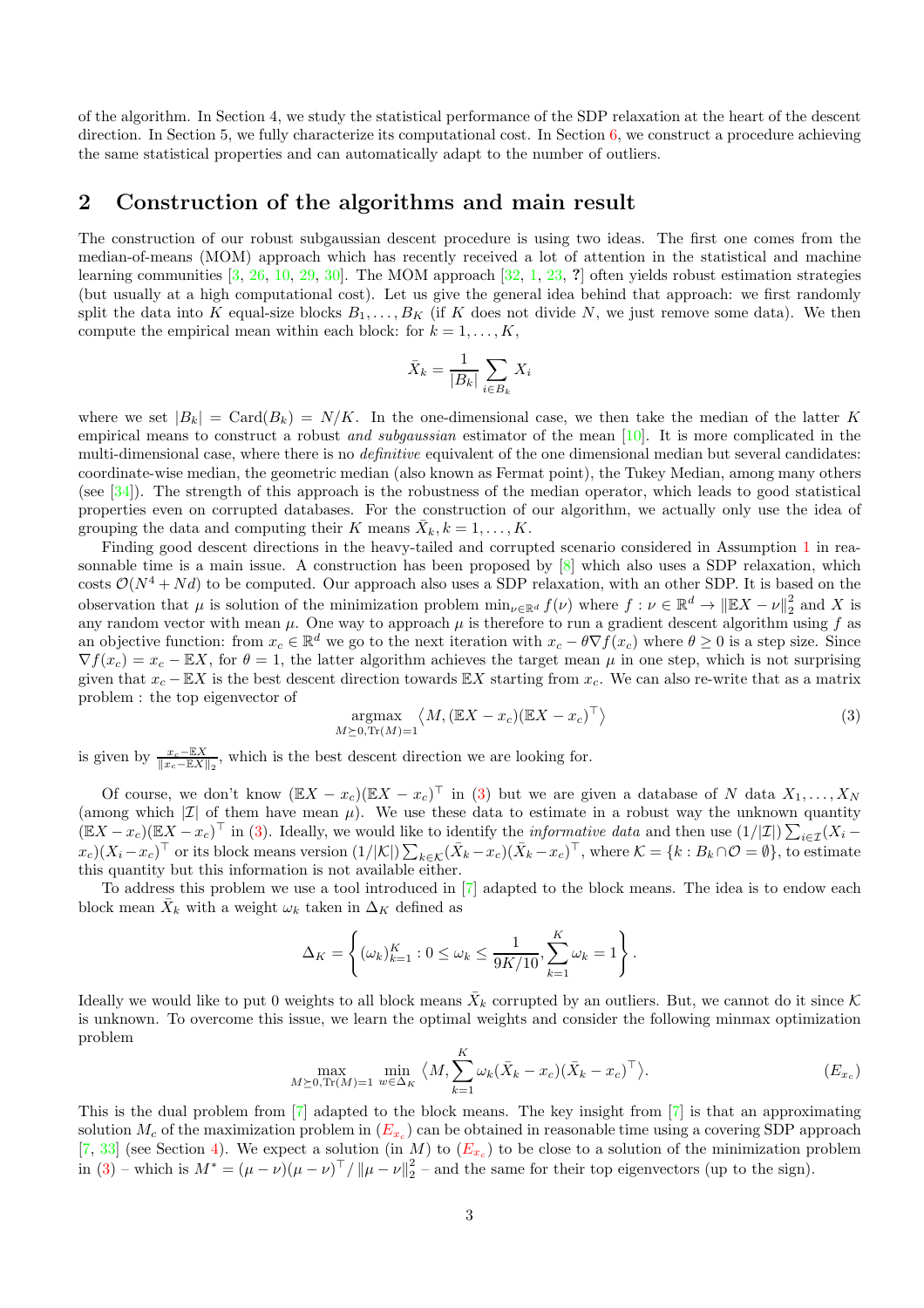of the algorithm. In Section 4, we study the statistical performance of the SDP relaxation at the heart of the descent direction. In Section 5, we fully characterize its computational cost. In Section 6, we construct a procedure achieving the same statistical properties and can automatically adapt to the number of outliers.

## 2 Construction of the algorithms and main result

The construction of our robust subgaussian descent procedure is using two ideas. The first one comes from the median-of-means (MOM) approach which has recently received a lot of attention in the statistical and machine learning communities [3, 26, 10, 29, 30]. The MOM approach [32, 1, 23, ?] often yields robust estimation strategies (but usually at a high computational cost). Let us give the general idea behind that approach: we first randomly split the data into $K$ equal-size blocks $B_1, \ldots, B_K$ (if $K$ does not divide $N$, we just remove some data). We then compute the empirical mean within each block: for $k = 1, \ldots, K$,

$$\bar{X}_k = \frac{1}{|B_k|} \sum_{i \in B_k} X_i$$

where we set $|B_k| = \mathrm{Card}(B_k) = N/K$. In the one-dimensional case, we then take the median of the latter $K$ empirical means to construct a robust *and subgaussian* estimator of the mean [10]. It is more complicated in the multi-dimensional case, where there is no *definitive* equivalent of the one dimensional median but several candidates: coordinate-wise median, the geometric median (also known as Fermat point), the Tukey Median, among many others (see [34]). The strength of this approach is the robustness of the median operator, which leads to good statistical properties even on corrupted databases. For the construction of our algorithm, we actually only use the idea of grouping the data and computing their $K$ means $\bar{X}_k, k = 1, \ldots, K$.

Finding good descent directions in the heavy-tailed and corrupted scenario considered in Assumption 1 in reasonable time is a main issue. A construction has been proposed by [8] which also uses a SDP relaxation, which costs $\mathcal{O}(N^4 + Nd)$ to be computed. Our approach also uses a SDP relaxation, with an other SDP. It is based on the observation that $\mu$ is solution of the minimization problem $\min_{\nu \in \mathbb{R}^d} f(\nu)$ where $f : \nu \in \mathbb{R}^d \to \|\mathbb{E}X - \nu\|_2^2$ and $X$ is any random vector with mean $\mu$. One way to approach $\mu$ is therefore to run a gradient descent algorithm using $f$ as an objective function: from $x_c \in \mathbb{R}^d$ we go to the next iteration with $x_c - \theta \nabla f(x_c)$ where $\theta \geq 0$ is a step size. Since $\nabla f(x_c) = x_c - \mathbb{E}X$, for $\theta = 1$, the latter algorithm achieves the target mean $\mu$ in one step, which is not surprising given that $x_c - \mathbb{E}X$ is the best descent direction towards $\mathbb{E}X$ starting from $x_c$. We can also re-write that as a matrix problem : the top eigenvector of

$$\underset{M \succeq 0, \mathrm{Tr}(M)=1}{\mathrm{argmax}} \left\langle M, (\mathbb{E}X - x_c)(\mathbb{E}X - x_c)^\top \right\rangle \tag{3}$$

is given by $\frac{x_c - \mathbb{E}X}{\|x_c - \mathbb{E}X\|_2}$, which is the best descent direction we are looking for.

Of course, we don't know $(\mathbb{E}X - x_c)(\mathbb{E}X - x_c)^\top$ in (3) but we are given a database of $N$ data $X_1, \ldots, X_N$ (among which $|\mathcal{I}|$ of them have mean $\mu$). We use these data to estimate in a robust way the unknown quantity $(\mathbb{E}X - x_c)(\mathbb{E}X - x_c)^\top$ in (3). Ideally, we would like to identify the *informative data* and then use $(1/|\mathcal{I}|) \sum_{i \in \mathcal{I}} (X_i - x_c)(X_i - x_c)^\top$ or its block means version $(1/|\mathcal{K}|) \sum_{k \in \mathcal{K}} (\bar{X}_k - x_c)(\bar{X}_k - x_c)^\top$, where $\mathcal{K} = \{k : B_k \cap \mathcal{O} = \emptyset\}$, to estimate this quantity but this information is not available either.

To address this problem we use a tool introduced in [7] adapted to the block means. The idea is to endow each block mean $\bar{X}_k$ with a weight $\omega_k$ taken in $\Delta_K$ defined as

$$\Delta_K = \left\{ (\omega_k)_{k=1}^K : 0 \leq \omega_k \leq \frac{1}{9K/10}, \sum_{k=1}^K \omega_k = 1 \right\}.$$

Ideally we would like to put 0 weights to all block means $\bar{X}_k$ corrupted by an outliers. But, we cannot do it since $\mathcal{K}$ is unknown. To overcome this issue, we learn the optimal weights and consider the following minmax optimization problem

$$\max_{M \succeq 0, \mathrm{Tr}(M)=1} \min_{w \in \Delta_K} \left\langle M, \sum_{k=1}^K \omega_k (\bar{X}_k - x_c)(\bar{X}_k - x_c)^\top \right\rangle. \tag{$E_{x_c}$}$$

This is the dual problem from [7] adapted to the block means. The key insight from [7] is that an approximating solution $M_c$ of the maximization problem in ($E_{x_c}$) can be obtained in reasonable time using a covering SDP approach [7, 33] (see Section 4). We expect a solution (in $M$) to ($E_{x_c}$) to be close to a solution of the minimization problem in (3) – which is $M^* = (\mu - \nu)(\mu - \nu)^\top / \|\mu - \nu\|_2^2$ – and the same for their top eigenvectors (up to the sign).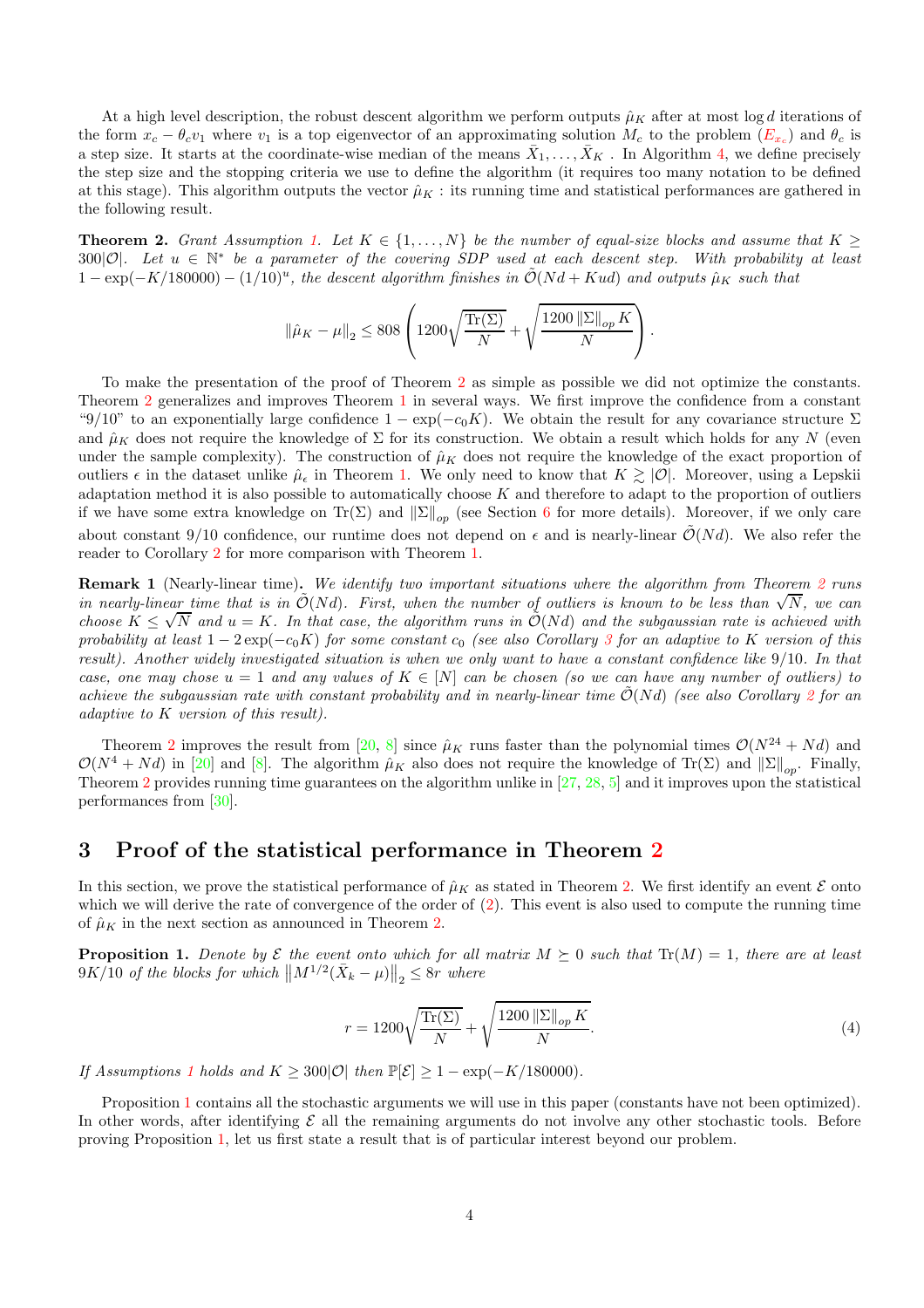At a high level description, the robust descent algorithm we perform outputs $\hat{\mu}_K$ after at most $\log d$ iterations of the form $x_c - \theta_c v_1$ where $v_1$ is a top eigenvector of an approximating solution $M_c$ to the problem ($E_{x_c}$) and $\theta_c$ is a step size. It starts at the coordinate-wise median of the means $\bar{X}_1, \ldots, \bar{X}_K$ . In Algorithm 4, we define precisely the step size and the stopping criteria we use to define the algorithm (it requires too many notation to be defined at this stage). This algorithm outputs the vector $\hat{\mu}_K$ : its running time and statistical performances are gathered in the following result.

**Theorem 2.** *Grant Assumption 1. Let $K \in \{1, \ldots, N\}$ be the number of equal-size blocks and assume that $K \geq 300|\mathcal{O}|$. Let $u \in \mathbb{N}^*$ be a parameter of the covering SDP used at each descent step. With probability at least $1 - \exp(-K/180000) - (1/10)^u$, the descent algorithm finishes in $\tilde{\mathcal{O}}(Nd + Kud)$ and outputs $\hat{\mu}_K$ such that*

$$\left\|\hat{\mu}_K - \mu\right\|_2 \leq 808 \left(1200\sqrt{\frac{\mathrm{Tr}(\Sigma)}{N}} + \sqrt{\frac{1200\left\|\Sigma\right\|_{op} K}{N}}\right).$$

To make the presentation of the proof of Theorem 2 as simple as possible we did not optimize the constants. Theorem 2 generalizes and improves Theorem 1 in several ways. We first improve the confidence from a constant "9/10" to an exponentially large confidence $1 - \exp(-c_0 K)$. We obtain the result for any covariance structure $\Sigma$ and $\hat{\mu}_K$ does not require the knowledge of $\Sigma$ for its construction. We obtain a result which holds for any $N$ (even under the sample complexity). The construction of $\hat{\mu}_K$ does not require the knowledge of the exact proportion of outliers $\epsilon$ in the dataset unlike $\hat{\mu}_\epsilon$ in Theorem 1. We only need to know that $K \gtrsim |\mathcal{O}|$. Moreover, using a Lepskii adaptation method it is also possible to automatically choose $K$ and therefore to adapt to the proportion of outliers if we have some extra knowledge on $\mathrm{Tr}(\Sigma)$ and $\|\Sigma\|_{op}$ (see Section 6 for more details). Moreover, if we only care about constant 9/10 confidence, our runtime does not depend on $\epsilon$ and is nearly-linear $\tilde{\mathcal{O}}(Nd)$. We also refer the reader to Corollary 2 for more comparison with Theorem 1.

**Remark 1** (Nearly-linear time)**.** *We identify two important situations where the algorithm from Theorem 2 runs in nearly-linear time that is in $\tilde{\mathcal{O}}(Nd)$. First, when the number of outliers is known to be less than $\sqrt{N}$, we can choose $K \leq \sqrt{N}$ and $u = K$. In that case, the algorithm runs in $\tilde{\mathcal{O}}(Nd)$ and the subgaussian rate is achieved with probability at least $1 - 2\exp(-c_0 K)$ for some constant $c_0$ (see also Corollary 3 for an adaptive to $K$ version of this result). Another widely investigated situation is when we only want to have a constant confidence like 9/10. In that case, one may chose $u = 1$ and any values of $K \in [N]$ can be chosen (so we can have any number of outliers) to achieve the subgaussian rate with constant probability and in nearly-linear time $\tilde{\mathcal{O}}(Nd)$ (see also Corollary 2 for an adaptive to $K$ version of this result).*

Theorem 2 improves the result from [20, 8] since $\hat{\mu}_K$ runs faster than the polynomial times $\mathcal{O}(N^{24} + Nd)$ and $\mathcal{O}(N^4 + Nd)$ in [20] and [8]. The algorithm $\hat{\mu}_K$ also does not require the knowledge of $\mathrm{Tr}(\Sigma)$ and $\|\Sigma\|_{op}$. Finally, Theorem 2 provides running time guarantees on the algorithm unlike in [27, 28, 5] and it improves upon the statistical performances from [30].

# 3 Proof of the statistical performance in Theorem 2

In this section, we prove the statistical performance of $\hat{\mu}_K$ as stated in Theorem 2. We first identify an event $\mathcal{E}$ onto which we will derive the rate of convergence of the order of (2). This event is also used to compute the running time of $\hat{\mu}_K$ in the next section as announced in Theorem 2.

**Proposition 1.** *Denote by $\mathcal{E}$ the event onto which for all matrix $M \succeq 0$ such that $\mathrm{Tr}(M) = 1$, there are at least $9K/10$ of the blocks for which $\left\|M^{1/2}(\bar{X}_k - \mu)\right\|_2 \leq 8r$ where*

$$r = 1200\sqrt{\frac{\mathrm{Tr}(\Sigma)}{N}} + \sqrt{\frac{1200\left\|\Sigma\right\|_{op} K}{N}}. \tag{4}$$

*If Assumptions 1 holds and $K \geq 300|\mathcal{O}|$ then $\mathbb{P}[\mathcal{E}] \geq 1 - \exp(-K/180000)$.*

Proposition 1 contains all the stochastic arguments we will use in this paper (constants have not been optimized). In other words, after identifying $\mathcal{E}$ all the remaining arguments do not involve any other stochastic tools. Before proving Proposition 1, let us first state a result that is of particular interest beyond our problem.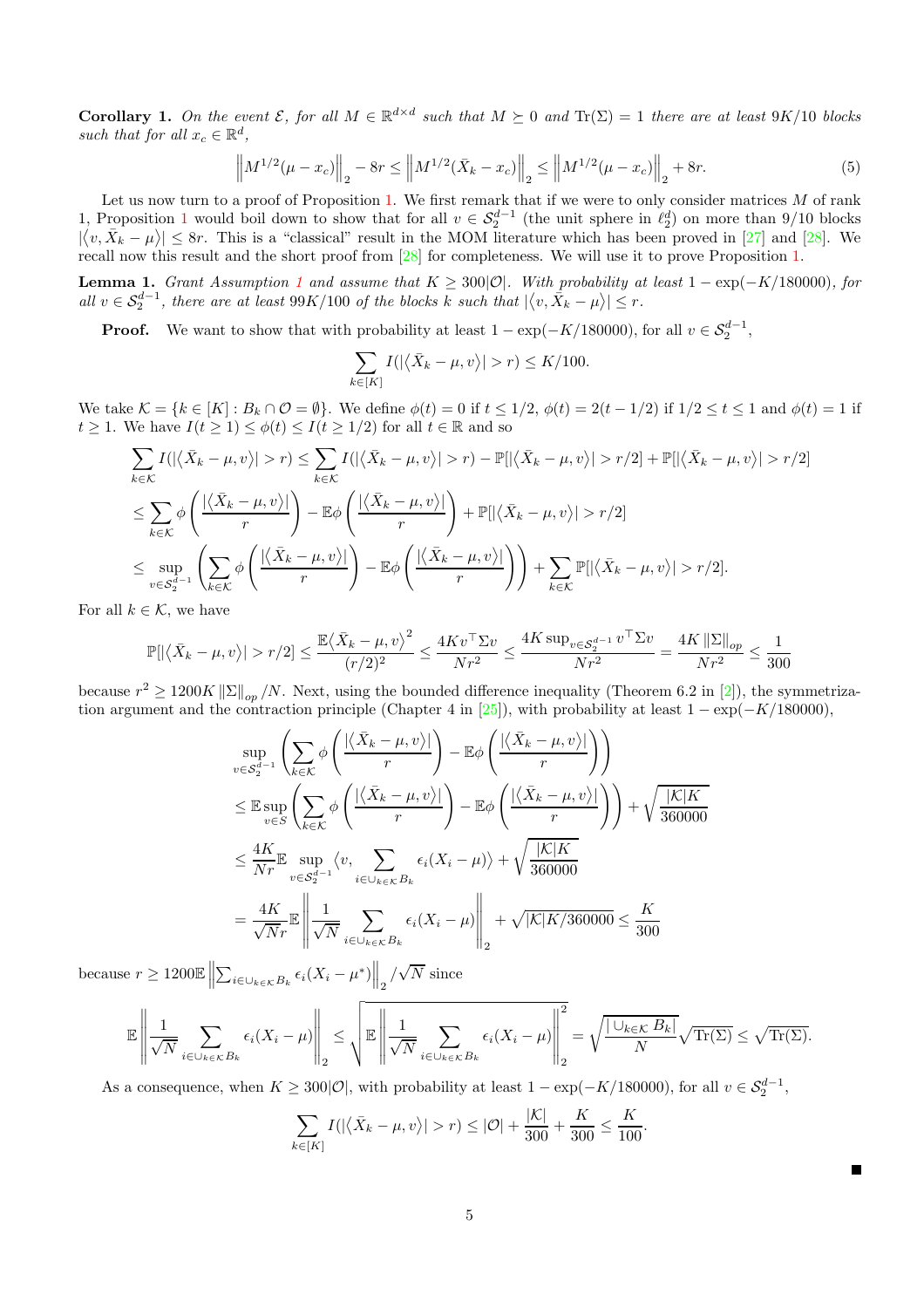**Corollary 1.** *On the event $\mathcal{E}$, for all $M \in \mathbb{R}^{d\times d}$ such that $M \succeq 0$ and $\mathrm{Tr}(\Sigma) = 1$ there are at least $9K/10$ blocks such that for all $x_c \in \mathbb{R}^d$,*

$$\left\|M^{1/2}(\mu - x_c)\right\|_2 - 8r \le \left\|M^{1/2}(\bar{X}_k - x_c)\right\|_2 \le \left\|M^{1/2}(\mu - x_c)\right\|_2 + 8r. \tag{5}$$

Let us now turn to a proof of Proposition 1. We first remark that if we were to only consider matrices $M$ of rank 1, Proposition 1 would boil down to show that for all $v \in \mathcal{S}_2^{d-1}$ (the unit sphere in $\ell_2^d$) on more than 9/10 blocks $|\langle v, \bar{X}_k - \mu\rangle| \le 8r$. This is a "classical" result in the MOM literature which has been proved in [27] and [28]. We recall now this result and the short proof from [28] for completeness. We will use it to prove Proposition 1.

**Lemma 1.** *Grant Assumption 1 and assume that $K \ge 300|\mathcal{O}|$. With probability at least $1 - \exp(-K/180000)$, for all $v \in \mathcal{S}_2^{d-1}$, there are at least $99K/100$ of the blocks $k$ such that $|\langle v, \bar{X}_k - \mu\rangle| \le r$.*

**Proof.** We want to show that with probability at least $1 - \exp(-K/180000)$, for all $v \in \mathcal{S}_2^{d-1}$,

$$\sum_{k\in[K]} I(|\langle \bar{X}_k - \mu, v\rangle| > r) \le K/100.$$

We take $\mathcal{K} = \{k \in [K] : B_k \cap \mathcal{O} = \emptyset\}$. We define $\phi(t) = 0$ if $t \le 1/2$, $\phi(t) = 2(t - 1/2)$ if $1/2 \le t \le 1$ and $\phi(t) = 1$ if $t \ge 1$. We have $I(t \ge 1) \le \phi(t) \le I(t \ge 1/2)$ for all $t \in \mathbb{R}$ and so

$$\begin{aligned}
\sum_{k\in\mathcal{K}} I(|\langle \bar{X}_k - \mu, v\rangle| > r) &\le \sum_{k\in\mathcal{K}} I(|\langle \bar{X}_k - \mu, v\rangle| > r) - \mathbb{P}[|\langle \bar{X}_k - \mu, v\rangle| > r/2] + \mathbb{P}[|\langle \bar{X}_k - \mu, v\rangle| > r/2] \\
&\le \sum_{k\in\mathcal{K}} \phi\left(\frac{|\langle \bar{X}_k - \mu, v\rangle|}{r}\right) - \mathbb{E}\phi\left(\frac{|\langle \bar{X}_k - \mu, v\rangle|}{r}\right) + \mathbb{P}[|\langle \bar{X}_k - \mu, v\rangle| > r/2] \\
&\le \sup_{v\in\mathcal{S}_2^{d-1}} \left(\sum_{k\in\mathcal{K}} \phi\left(\frac{|\langle \bar{X}_k - \mu, v\rangle|}{r}\right) - \mathbb{E}\phi\left(\frac{|\langle \bar{X}_k - \mu, v\rangle|}{r}\right)\right) + \sum_{k\in\mathcal{K}} \mathbb{P}[|\langle \bar{X}_k - \mu, v\rangle| > r/2].
\end{aligned}$$

For all $k \in \mathcal{K}$, we have

$$\mathbb{P}[|\langle \bar{X}_k - \mu, v\rangle| > r/2] \le \frac{\mathbb{E}\langle \bar{X}_k - \mu, v\rangle^2}{(r/2)^2} \le \frac{4Kv^\top \Sigma v}{Nr^2} \le \frac{4K \sup_{v\in\mathcal{S}_2^{d-1}} v^\top \Sigma v}{Nr^2} = \frac{4K\|\Sigma\|_{op}}{Nr^2} \le \frac{1}{300}$$

because $r^2 \ge 1200K\|\Sigma\|_{op}/N$. Next, using the bounded difference inequality (Theorem 6.2 in [2]), the symmetrization argument and the contraction principle (Chapter 4 in [25]), with probability at least $1 - \exp(-K/180000)$,

$$\begin{aligned}
&\sup_{v\in\mathcal{S}_2^{d-1}} \left(\sum_{k\in\mathcal{K}} \phi\left(\frac{|\langle \bar{X}_k - \mu, v\rangle|}{r}\right) - \mathbb{E}\phi\left(\frac{|\langle \bar{X}_k - \mu, v\rangle|}{r}\right)\right) \\
&\le \mathbb{E}\sup_{v\in S} \left(\sum_{k\in\mathcal{K}} \phi\left(\frac{|\langle \bar{X}_k - \mu, v\rangle|}{r}\right) - \mathbb{E}\phi\left(\frac{|\langle \bar{X}_k - \mu, v\rangle|}{r}\right)\right) + \sqrt{\frac{|\mathcal{K}|K}{360000}} \\
&\le \frac{4K}{Nr}\mathbb{E}\sup_{v\in\mathcal{S}_2^{d-1}} \left\langle v, \sum_{i\in\cup_{k\in\mathcal{K}} B_k} \epsilon_i(X_i - \mu)\right\rangle + \sqrt{\frac{|\mathcal{K}|K}{360000}} \\
&= \frac{4K}{\sqrt{N}r}\mathbb{E}\left\|\frac{1}{\sqrt{N}}\sum_{i\in\cup_{k\in\mathcal{K}} B_k} \epsilon_i(X_i - \mu)\right\|_2 + \sqrt{|\mathcal{K}|K/360000} \le \frac{K}{300}
\end{aligned}$$

because $r \ge 1200\mathbb{E}\left\|\sum_{i\in\cup_{k\in\mathcal{K}} B_k} \epsilon_i(X_i - \mu^*)\right\|_2/\sqrt{N}$ since

$$\mathbb{E}\left\|\frac{1}{\sqrt{N}}\sum_{i\in\cup_{k\in\mathcal{K}} B_k} \epsilon_i(X_i - \mu)\right\|_2 \le \sqrt{\mathbb{E}\left\|\frac{1}{\sqrt{N}}\sum_{i\in\cup_{k\in\mathcal{K}} B_k} \epsilon_i(X_i - \mu)\right\|_2^2} = \sqrt{\frac{|\cup_{k\in\mathcal{K}} B_k|}{N}}\sqrt{\mathrm{Tr}(\Sigma)} \le \sqrt{\mathrm{Tr}(\Sigma)}.$$

As a consequence, when $K \ge 300|\mathcal{O}|$, with probability at least $1 - \exp(-K/180000)$, for all $v \in \mathcal{S}_2^{d-1}$,

$$\sum_{k\in[K]} I(|\langle \bar{X}_k - \mu, v\rangle| > r) \le |\mathcal{O}| + \frac{|\mathcal{K}|}{300} + \frac{K}{300} \le \frac{K}{100}.$$

■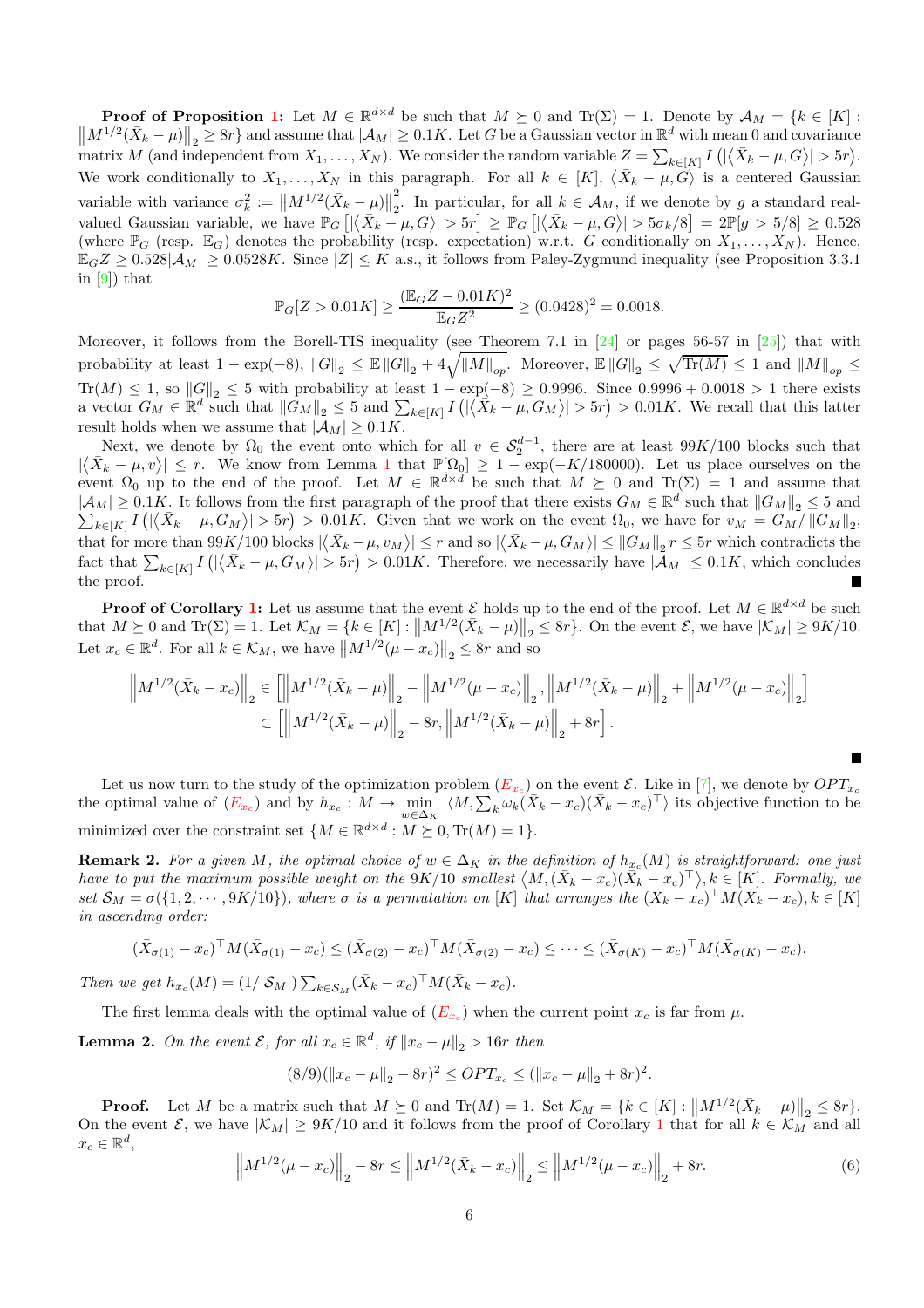**Proof of Proposition 1:** Let $M \in \mathbb{R}^{d\times d}$ be such that $M \succeq 0$ and $\mathrm{Tr}(\Sigma) = 1$. Denote by $\mathcal{A}_M = \{k \in [K] : \left\|M^{1/2}(\bar{X}_k - \mu)\right\|_2 \geq 8r\}$ and assume that $|\mathcal{A}_M| \geq 0.1K$. Let $G$ be a Gaussian vector in $\mathbb{R}^d$ with mean 0 and covariance matrix $M$ (and independent from $X_1, \ldots, X_N$). We consider the random variable $Z = \sum_{k\in[K]} I\left(|\langle \bar{X}_k - \mu, G\rangle| > 5r\right)$. We work conditionally to $X_1, \ldots, X_N$ in this paragraph. For all $k \in [K]$, $\langle \bar{X}_k - \mu, G\rangle$ is a centered Gaussian variable with variance $\sigma_k^2 := \left\|M^{1/2}(\bar{X}_k - \mu)\right\|_2^2$. In particular, for all $k \in \mathcal{A}_M$, if we denote by $g$ a standard real-valued Gaussian variable, we have $\mathbb{P}_G\left[|\langle \bar{X}_k - \mu, G\rangle| > 5r\right] \geq \mathbb{P}_G\left[|\langle \bar{X}_k - \mu, G\rangle| > 5\sigma_k/8\right] = 2\mathbb{P}[g > 5/8] \geq 0.528$ (where $\mathbb{P}_G$ (resp. $\mathbb{E}_G$) denotes the probability (resp. expectation) w.r.t. $G$ conditionally on $X_1, \ldots, X_N$). Hence, $\mathbb{E}_G Z \geq 0.528|\mathcal{A}_M| \geq 0.0528K$. Since $|Z| \leq K$ a.s., it follows from Paley-Zygmund inequality (see Proposition 3.3.1 in [9]) that

$$\mathbb{P}_G[Z > 0.01K] \geq \frac{(\mathbb{E}_G Z - 0.01K)^2}{\mathbb{E}_G Z^2} \geq (0.0428)^2 = 0.0018.$$

Moreover, it follows from the Borell-TIS inequality (see Theorem 7.1 in [24] or pages 56-57 in [25]) that with probability at least $1 - \exp(-8)$, $\|G\|_2 \leq \mathbb{E}\|G\|_2 + 4\sqrt{\|M\|_{op}}$. Moreover, $\mathbb{E}\|G\|_2 \leq \sqrt{\mathrm{Tr}(M)} \leq 1$ and $\|M\|_{op} \leq \mathrm{Tr}(M) \leq 1$, so $\|G\|_2 \leq 5$ with probability at least $1 - \exp(-8) \geq 0.9996$. Since $0.9996 + 0.0018 > 1$ there exists a vector $G_M \in \mathbb{R}^d$ such that $\|G_M\|_2 \leq 5$ and $\sum_{k\in[K]} I\left(|\langle \bar{X}_k - \mu, G_M\rangle| > 5r\right) > 0.01K$. We recall that this latter result holds when we assume that $|\mathcal{A}_M| \geq 0.1K$.

Next, we denote by $\Omega_0$ the event onto which for all $v \in \mathcal{S}_2^{d-1}$, there are at least $99K/100$ blocks such that $|\langle \bar{X}_k - \mu, v\rangle| \leq r$. We know from Lemma 1 that $\mathbb{P}[\Omega_0] \geq 1 - \exp(-K/180000)$. Let us place ourselves on the event $\Omega_0$ up to the end of the proof. Let $M \in \mathbb{R}^{d\times d}$ be such that $M \succeq 0$ and $\mathrm{Tr}(\Sigma) = 1$ and assume that $|\mathcal{A}_M| \geq 0.1K$. It follows from the first paragraph of the proof that there exists $G_M \in \mathbb{R}^d$ such that $\|G_M\|_2 \leq 5$ and $\sum_{k\in[K]} I\left(|\langle \bar{X}_k - \mu, G_M\rangle| > 5r\right) > 0.01K$. Given that we work on the event $\Omega_0$, we have for $v_M = G_M/\|G_M\|_2$, that for more than $99K/100$ blocks $|\langle \bar{X}_k - \mu, v_M\rangle| \leq r$ and so $|\langle \bar{X}_k - \mu, G_M\rangle| \leq \|G_M\|_2 r \leq 5r$ which contradicts the fact that $\sum_{k\in[K]} I\left(|\langle \bar{X}_k - \mu, G_M\rangle| > 5r\right) > 0.01K$. Therefore, we necessarily have $|\mathcal{A}_M| \leq 0.1K$, which concludes the proof. ∎

**Proof of Corollary 1:** Let us assume that the event $\mathcal{E}$ holds up to the end of the proof. Let $M \in \mathbb{R}^{d\times d}$ be such that $M \succeq 0$ and $\mathrm{Tr}(\Sigma) = 1$. Let $\mathcal{K}_M = \{k \in [K] : \left\|M^{1/2}(\bar{X}_k - \mu)\right\|_2 \leq 8r\}$. On the event $\mathcal{E}$, we have $|\mathcal{K}_M| \geq 9K/10$. Let $x_c \in \mathbb{R}^d$. For all $k \in \mathcal{K}_M$, we have $\left\|M^{1/2}(\mu - x_c)\right\|_2 \leq 8r$ and so

$$\begin{aligned}\left\|M^{1/2}(\bar{X}_k - x_c)\right\|_2 &\in \left[\left\|M^{1/2}(\bar{X}_k - \mu)\right\|_2 - \left\|M^{1/2}(\mu - x_c)\right\|_2, \left\|M^{1/2}(\bar{X}_k - \mu)\right\|_2 + \left\|M^{1/2}(\mu - x_c)\right\|_2\right] \\ &\subset \left[\left\|M^{1/2}(\bar{X}_k - \mu)\right\|_2 - 8r, \left\|M^{1/2}(\bar{X}_k - \mu)\right\|_2 + 8r\right].\end{aligned}$$

∎

Let us now turn to the study of the optimization problem ($E_{x_c}$) on the event $\mathcal{E}$. Like in [7], we denote by $OPT_{x_c}$ the optimal value of ($E_{x_c}$) and by $h_{x_c} : M \to \min_{w\in\Delta_K} \langle M, \sum_k \omega_k(\bar{X}_k - x_c)(\bar{X}_k - x_c)^\top\rangle$ its objective function to be minimized over the constraint set $\{M \in \mathbb{R}^{d\times d} : M \succeq 0, \mathrm{Tr}(M) = 1\}$.

**Remark 2.** *For a given $M$, the optimal choice of $w \in \Delta_K$ in the definition of $h_{x_c}(M)$ is straightforward: one just have to put the maximum possible weight on the $9K/10$ smallest $\langle M, (\bar{X}_k - x_c)(\bar{X}_k - x_c)^\top\rangle, k \in [K]$. Formally, we set $\mathcal{S}_M = \sigma(\{1, 2, \cdots, 9K/10\})$, where $\sigma$ is a permutation on $[K]$ that arranges the $(\bar{X}_k - x_c)^\top M(\bar{X}_k - x_c), k \in [K]$ in ascending order:*

$$(\bar{X}_{\sigma(1)} - x_c)^\top M(\bar{X}_{\sigma(1)} - x_c) \leq (\bar{X}_{\sigma(2)} - x_c)^\top M(\bar{X}_{\sigma(2)} - x_c) \leq \cdots \leq (\bar{X}_{\sigma(K)} - x_c)^\top M(\bar{X}_{\sigma(K)} - x_c).$$

*Then we get $h_{x_c}(M) = (1/|\mathcal{S}_M|)\sum_{k\in\mathcal{S}_M}(\bar{X}_k - x_c)^\top M(\bar{X}_k - x_c)$.*

The first lemma deals with the optimal value of ($E_{x_c}$) when the current point $x_c$ is far from $\mu$.

**Lemma 2.** *On the event $\mathcal{E}$, for all $x_c \in \mathbb{R}^d$, if $\|x_c - \mu\|_2 > 16r$ then*

$$(8/9)(\|x_c - \mu\|_2 - 8r)^2 \leq OPT_{x_c} \leq (\|x_c - \mu\|_2 + 8r)^2.$$

**Proof.** Let $M$ be a matrix such that $M \succeq 0$ and $\mathrm{Tr}(M) = 1$. Set $\mathcal{K}_M = \{k \in [K] : \left\|M^{1/2}(\bar{X}_k - \mu)\right\|_2 \leq 8r\}$. On the event $\mathcal{E}$, we have $|\mathcal{K}_M| \geq 9K/10$ and it follows from the proof of Corollary 1 that for all $k \in \mathcal{K}_M$ and all $x_c \in \mathbb{R}^d$,

$$\left\|M^{1/2}(\mu - x_c)\right\|_2 - 8r \leq \left\|M^{1/2}(\bar{X}_k - x_c)\right\|_2 \leq \left\|M^{1/2}(\mu - x_c)\right\|_2 + 8r. \tag{6}$$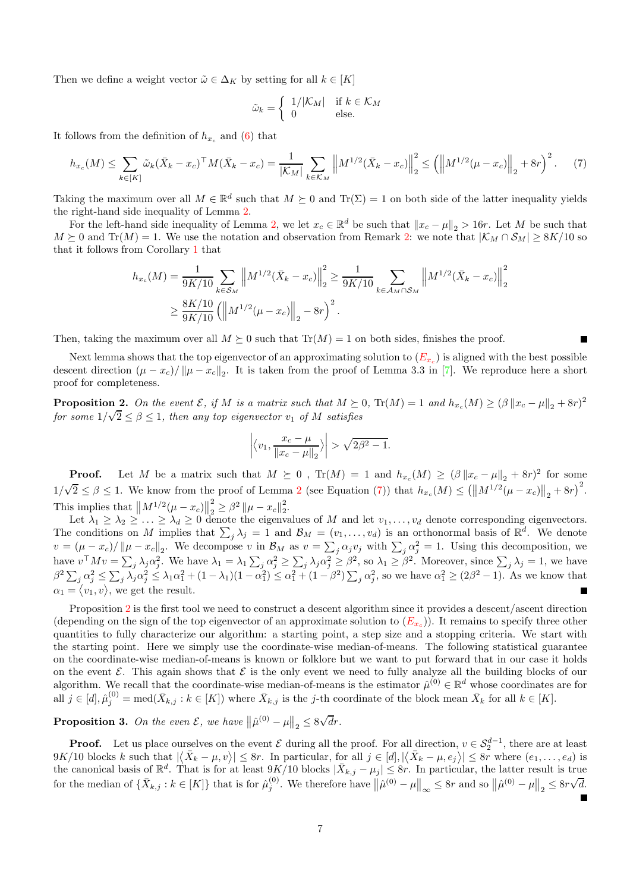Then we define a weight vector $\tilde{\omega} \in \Delta_K$ by setting for all $k \in [K]$

$$\tilde{\omega}_k = \begin{cases} 1/|\mathcal{K}_M| & \text{if } k \in \mathcal{K}_M \\ 0 & \text{else.} \end{cases}$$

It follows from the definition of $h_{x_c}$ and (6) that

$$h_{x_c}(M) \leq \sum_{k \in [K]} \tilde{\omega}_k (\bar{X}_k - x_c)^\top M (\bar{X}_k - x_c) = \frac{1}{|\mathcal{K}_M|} \sum_{k \in \mathcal{K}_M} \left\| M^{1/2}(\bar{X}_k - x_c) \right\|_2^2 \leq \left( \left\| M^{1/2}(\mu - x_c) \right\|_2 + 8r \right)^2. \quad (7)$$

Taking the maximum over all $M \in \mathbb{R}^d$ such that $M \succeq 0$ and $\mathrm{Tr}(\Sigma) = 1$ on both side of the latter inequality yields the right-hand side inequality of Lemma 2.

For the left-hand side inequality of Lemma 2, we let $x_c \in \mathbb{R}^d$ be such that $\|x_c - \mu\|_2 > 16r$. Let $M$ be such that $M \succeq 0$ and $\mathrm{Tr}(M) = 1$. We use the notation and observation from Remark 2: we note that $|\mathcal{K}_M \cap \mathcal{S}_M| \geq 8K/10$ so that it follows from Corollary 1 that

$$\begin{aligned} h_{x_c}(M) &= \frac{1}{9K/10} \sum_{k \in \mathcal{S}_M} \left\| M^{1/2}(\bar{X}_k - x_c) \right\|_2^2 \geq \frac{1}{9K/10} \sum_{k \in \mathcal{A}_M \cap \mathcal{S}_M} \left\| M^{1/2}(\bar{X}_k - x_c) \right\|_2^2 \\ &\geq \frac{8K/10}{9K/10} \left( \left\| M^{1/2}(\mu - x_c) \right\|_2 - 8r \right)^2. \end{aligned}$$

Then, taking the maximum over all $M \succeq 0$ such that $\mathrm{Tr}(M) = 1$ on both sides, finishes the proof. ∎

Next lemma shows that the top eigenvector of an approximating solution to ($E_{x_c}$) is aligned with the best possible descent direction $(\mu - x_c)/\|\mu - x_c\|_2$. It is taken from the proof of Lemma 3.3 in [7]. We reproduce here a short proof for completeness.

**Proposition 2.** *On the event $\mathcal{E}$, if $M$ is a matrix such that $M \succeq 0$, $\mathrm{Tr}(M) = 1$ and $h_{x_c}(M) \geq (\beta \|x_c - \mu\|_2 + 8r)^2$ for some $1/\sqrt{2} \leq \beta \leq 1$, then any top eigenvector $v_1$ of $M$ satisfies*

$$\left| \left\langle v_1, \frac{x_c - \mu}{\|x_c - \mu\|_2} \right\rangle \right| > \sqrt{2\beta^2 - 1}.$$

**Proof.** Let $M$ be a matrix such that $M \succeq 0$ , $\mathrm{Tr}(M) = 1$ and $h_{x_c}(M) \geq (\beta \|x_c - \mu\|_2 + 8r)^2$ for some $1/\sqrt{2} \leq \beta \leq 1$. We know from the proof of Lemma 2 (see Equation (7)) that $h_{x_c}(M) \leq \left( \left\| M^{1/2}(\mu - x_c) \right\|_2 + 8r \right)^2$. This implies that $\left\| M^{1/2}(\mu - x_c) \right\|_2^2 \geq \beta^2 \|\mu - x_c\|_2^2$.

Let $\lambda_1 \geq \lambda_2 \geq \ldots \geq \lambda_d \geq 0$ denote the eigenvalues of $M$ and let $v_1, \ldots, v_d$ denote corresponding eigenvectors. The conditions on $M$ implies that $\sum_j \lambda_j = 1$ and $\mathcal{B}_M = (v_1, \ldots, v_d)$ is an orthonormal basis of $\mathbb{R}^d$. We denote $v = (\mu - x_c)/\|\mu - x_c\|_2$. We decompose $v$ in $\mathcal{B}_M$ as $v = \sum_j \alpha_j v_j$ with $\sum_j \alpha_j^2 = 1$. Using this decomposition, we have $v^\top M v = \sum_j \lambda_j \alpha_j^2$. We have $\lambda_1 = \lambda_1 \sum_j \alpha_j^2 \geq \sum_j \lambda_j \alpha_j^2 \geq \beta^2$, so $\lambda_1 \geq \beta^2$. Moreover, since $\sum_j \lambda_j = 1$, we have $\beta^2 \sum_j \alpha_j^2 \leq \sum_j \lambda_j \alpha_j^2 \leq \lambda_1 \alpha_1^2 + (1 - \lambda_1)(1 - \alpha_1^2) \leq \alpha_1^2 + (1 - \beta^2) \sum_j \alpha_j^2$, so we have $\alpha_1^2 \geq (2\beta^2 - 1)$. As we know that $\alpha_1 = \langle v_1, v \rangle$, we get the result. ∎

Proposition 2 is the first tool we need to construct a descent algorithm since it provides a descent/ascent direction (depending on the sign of the top eigenvector of an approximate solution to ($E_{x_c}$)). It remains to specify three other quantities to fully characterize our algorithm: a starting point, a step size and a stopping criteria. We start with the starting point. Here we simply use the coordinate-wise median-of-means. The following statistical guarantee on the coordinate-wise median-of-means is known or folklore but we want to put forward that in our case it holds on the event $\mathcal{E}$. This again shows that $\mathcal{E}$ is the only event we need to fully analyze all the building blocks of our algorithm. We recall that the coordinate-wise median-of-means is the estimator $\hat{\mu}^{(0)} \in \mathbb{R}^d$ whose coordinates are for all $j \in [d], \hat{\mu}_j^{(0)} = \mathrm{med}(\bar{X}_{k,j} : k \in [K])$ where $\bar{X}_{k,j}$ is the $j$-th coordinate of the block mean $\bar{X}_k$ for all $k \in [K]$.

**Proposition 3.** *On the even $\mathcal{E}$, we have $\left\| \hat{\mu}^{(0)} - \mu \right\|_2 \leq 8\sqrt{d} r$.*

**Proof.** Let us place ourselves on the event $\mathcal{E}$ during all the proof. For all direction, $v \in \mathcal{S}_2^{d-1}$, there are at least $9K/10$ blocks $k$ such that $|\langle \bar{X}_k - \mu, v \rangle| \leq 8r$. In particular, for all $j \in [d], |\langle \bar{X}_k - \mu, e_j \rangle| \leq 8r$ where $(e_1, \ldots, e_d)$ is the canonical basis of $\mathbb{R}^d$. That is for at least $9K/10$ blocks $|\bar{X}_{k,j} - \mu_j| \leq 8r$. In particular, the latter result is true for the median of $\{\bar{X}_{k,j} : k \in [K]\}$ that is for $\hat{\mu}_j^{(0)}$. We therefore have $\left\| \hat{\mu}^{(0)} - \mu \right\|_\infty \leq 8r$ and so $\left\| \hat{\mu}^{(0)} - \mu \right\|_2 \leq 8r\sqrt{d}$. ∎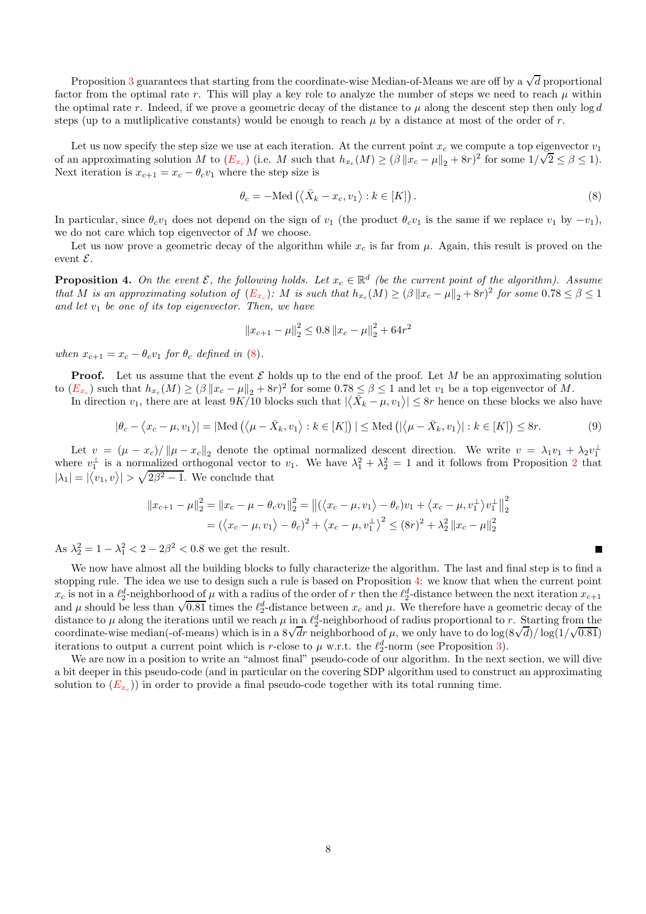Proposition 3 guarantees that starting from the coordinate-wise Median-of-Means we are off by a $\sqrt{d}$ proportional factor from the optimal rate $r$. This will play a key role to analyze the number of steps we need to reach $\mu$ within the optimal rate $r$. Indeed, if we prove a geometric decay of the distance to $\mu$ along the descent step then only $\log d$ steps (up to a mutliplicative constants) would be enough to reach $\mu$ by a distance at most of the order of $r$.

Let us now specify the step size we use at each iteration. At the current point $x_c$ we compute a top eigenvector $v_1$ of an approximating solution $M$ to ($E_{x_c}$) (i.e. $M$ such that $h_{x_c}(M) \geq (\beta \left\| x_c - \mu \right\|_2 + 8r)^2$ for some $1/\sqrt{2} \leq \beta \leq 1$). Next iteration is $x_{c+1} = x_c - \theta_c v_1$ where the step size is

$$\theta_c = -\mathrm{Med}\left(\left\langle \bar{X}_k - x_c, v_1 \right\rangle : k \in [K]\right). \tag{8}$$

In particular, since $\theta_c v_1$ does not depend on the sign of $v_1$ (the product $\theta_c v_1$ is the same if we replace $v_1$ by $-v_1$), we do not care which top eigenvector of $M$ we choose.

Let us now prove a geometric decay of the algorithm while $x_c$ is far from $\mu$. Again, this result is proved on the event $\mathcal{E}$.

**Proposition 4.** *On the event $\mathcal{E}$, the following holds. Let $x_c \in \mathbb{R}^d$ (be the current point of the algorithm). Assume that $M$ is an approximating solution of ($E_{x_c}$): $M$ is such that $h_{x_c}(M) \geq (\beta \left\| x_c - \mu \right\|_2 + 8r)^2$ for some $0.78 \leq \beta \leq 1$ and let $v_1$ be one of its top eigenvector. Then, we have*

$$\left\| x_{c+1} - \mu \right\|_2^2 \leq 0.8 \left\| x_c - \mu \right\|_2^2 + 64r^2$$

*when $x_{c+1} = x_c - \theta_c v_1$ for $\theta_c$ defined in (8).*

**Proof.** Let us assume that the event $\mathcal{E}$ holds up to the end of the proof. Let $M$ be an approximating solution to ($E_{x_c}$) such that $h_{x_c}(M) \geq (\beta \left\| x_c - \mu \right\|_2 + 8r)^2$ for some $0.78 \leq \beta \leq 1$ and let $v_1$ be a top eigenvector of $M$.

In direction $v_1$, there are at least $9K/10$ blocks such that $|\left\langle \bar{X}_k - \mu, v_1 \right\rangle| \leq 8r$ hence on these blocks we also have

$$|\theta_c - \left\langle x_c - \mu, v_1 \right\rangle| = |\mathrm{Med}\left(\left\langle \mu - \bar{X}_k, v_1 \right\rangle : k \in [K]\right)| \leq \mathrm{Med}\left(|\left\langle \mu - \bar{X}_k, v_1 \right\rangle| : k \in [K]\right) \leq 8r. \tag{9}$$

Let $v = (\mu - x_c)/\left\| \mu - x_c \right\|_2$ denote the optimal normalized descent direction. We write $v = \lambda_1 v_1 + \lambda_2 v_1^\perp$ where $v_1^\perp$ is a normalized orthogonal vector to $v_1$. We have $\lambda_1^2 + \lambda_2^2 = 1$ and it follows from Proposition 2 that $|\lambda_1| = |\left\langle v_1, v \right\rangle| > \sqrt{2\beta^2 - 1}$. We conclude that

$$\begin{aligned}
\left\| x_{c+1} - \mu \right\|_2^2 = \left\| x_c - \mu - \theta_c v_1 \right\|_2^2 &= \left\| (\left\langle x_c - \mu, v_1 \right\rangle - \theta_c) v_1 + \left\langle x_c - \mu, v_1^\perp \right\rangle v_1^\perp \right\|_2^2 \\
&= (\left\langle x_c - \mu, v_1 \right\rangle - \theta_c)^2 + \left\langle x_c - \mu, v_1^\perp \right\rangle^2 \leq (8r)^2 + \lambda_2^2 \left\| x_c - \mu \right\|_2^2
\end{aligned}$$

As $\lambda_2^2 = 1 - \lambda_1^2 < 2 - 2\beta^2 < 0.8$ we get the result. ∎

We now have almost all the building blocks to fully characterize the algorithm. The last and final step is to find a stopping rule. The idea we use to design such a rule is based on Proposition 4: we know that when the current point $x_c$ is not in a $\ell_2^d$-neighborhood of $\mu$ with a radius of the order of $r$ then the $\ell_2^d$-distance between the next iteration $x_{c+1}$ and $\mu$ should be less than $\sqrt{0.81}$ times the $\ell_2^d$-distance between $x_c$ and $\mu$. We therefore have a geometric decay of the distance to $\mu$ along the iterations until we reach $\mu$ in a $\ell_2^d$-neighborhood of radius proportional to $r$. Starting from the coordinate-wise median(-of-means) which is in a $8\sqrt{d}r$ neighborhood of $\mu$, we only have to do $\log(8\sqrt{d})/\log(1/\sqrt{0.81})$ iterations to output a current point which is $r$-close to $\mu$ w.r.t. the $\ell_2^d$-norm (see Proposition 3).

We are now in a position to write an "almost final" pseudo-code of our algorithm. In the next section, we will dive a bit deeper in this pseudo-code (and in particular on the covering SDP algorithm used to construct an approximating solution to ($E_{x_c}$)) in order to provide a final pseudo-code together with its total running time.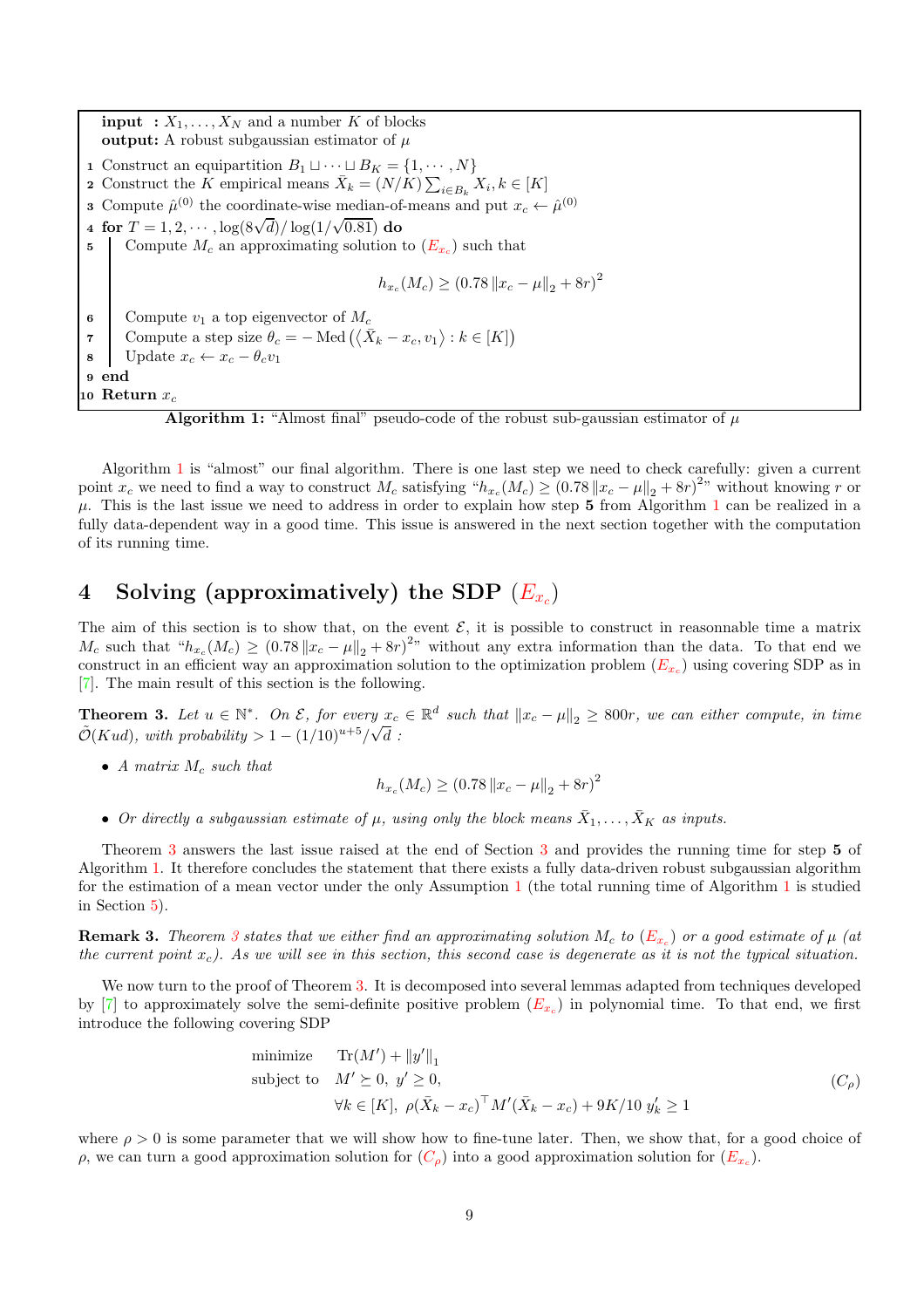```
input  : X_1, ..., X_N and a number K of blocks
output: A robust subgaussian estimator of μ
1  Construct an equipartition B_1 ⊔ ··· ⊔ B_K = {1, ··· , N}
2  Construct the K empirical means X̄_k = (N/K) Σ_{i∈B_k} X_i, k ∈ [K]
3  Compute μ̂^(0) the coordinate-wise median-of-means and put x_c ← μ̂^(0)
4  for T = 1, 2, ··· , log(8√d)/ log(1/√0.81) do
5      Compute M_c an approximating solution to (E_{x_c}) such that
                h_{x_c}(M_c) ≥ (0.78 ||x_c − μ||_2 + 8r)^2
6      Compute v_1 a top eigenvector of M_c
7      Compute a step size θ_c = − Med(⟨X̄_k − x_c, v_1⟩ : k ∈ [K])
8      Update x_c ← x_c − θ_c v_1
9  end
10 Return x_c
```

**Algorithm 1:** "Almost final" pseudo-code of the robust sub-gaussian estimator of $\mu$

Algorithm 1 is "almost" our final algorithm. There is one last step we need to check carefully: given a current point $x_c$ we need to find a way to construct $M_c$ satisfying "$h_{x_c}(M_c) \geq (0.78 \|x_c - \mu\|_2 + 8r)^2$" without knowing $r$ or $\mu$. This is the last issue we need to address in order to explain how step **5** from Algorithm 1 can be realized in a fully data-dependent way in a good time. This issue is answered in the next section together with the computation of its running time.

## 4 Solving (approximatively) the SDP ($E_{x_c}$)

The aim of this section is to show that, on the event $\mathcal{E}$, it is possible to construct in reasonnable time a matrix $M_c$ such that "$h_{x_c}(M_c) \geq (0.78 \|x_c - \mu\|_2 + 8r)^2$" without any extra information than the data. To that end we construct in an efficient way an approximation solution to the optimization problem ($E_{x_c}$) using covering SDP as in [7]. The main result of this section is the following.

**Theorem 3.** *Let $u \in \mathbb{N}^*$. On $\mathcal{E}$, for every $x_c \in \mathbb{R}^d$ such that $\|x_c - \mu\|_2 \geq 800r$, we can either compute, in time $\tilde{\mathcal{O}}(Kud)$, with probability $> 1 - (1/10)^{u+5}/\sqrt{d}$ :*

- *A matrix $M_c$ such that*
$$h_{x_c}(M_c) \geq (0.78 \|x_c - \mu\|_2 + 8r)^2$$
- *Or directly a subgaussian estimate of $\mu$, using only the block means $\bar{X}_1, \ldots, \bar{X}_K$ as inputs.*

Theorem 3 answers the last issue raised at the end of Section 3 and provides the running time for step **5** of Algorithm 1. It therefore concludes the statement that there exists a fully data-driven robust subgaussian algorithm for the estimation of a mean vector under the only Assumption 1 (the total running time of Algorithm 1 is studied in Section 5).

**Remark 3.** *Theorem 3 states that we either find an approximating solution $M_c$ to ($E_{x_c}$) or a good estimate of $\mu$ (at the current point $x_c$). As we will see in this section, this second case is degenerate as it is not the typical situation.*

We now turn to the proof of Theorem 3. It is decomposed into several lemmas adapted from techniques developed by [7] to approximately solve the semi-definite positive problem ($E_{x_c}$) in polynomial time. To that end, we first introduce the following covering SDP

$$\begin{aligned}
&\text{minimize} \quad \operatorname{Tr}(M') + \|y'\|_1 \\
&\text{subject to} \quad M' \succeq 0,\ y' \geq 0, \\
&\qquad \forall k \in [K],\ \rho(\bar{X}_k - x_c)^\top M'(\bar{X}_k - x_c) + 9K/10\ y'_k \geq 1
\end{aligned} \tag{$C_\rho$}$$

where $\rho > 0$ is some parameter that we will show how to fine-tune later. Then, we show that, for a good choice of $\rho$, we can turn a good approximation solution for ($C_\rho$) into a good approximation solution for ($E_{x_c}$).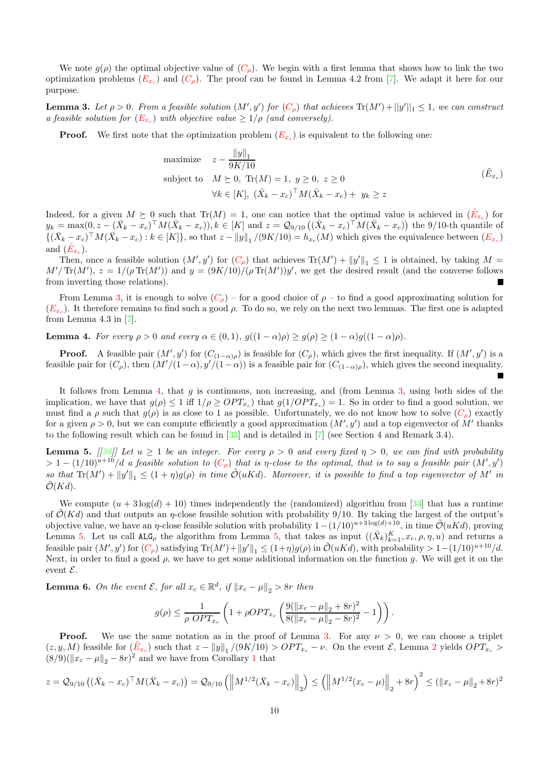We note $g(\rho)$ the optimal objective value of ($C_\rho$). We begin with a first lemma that shows how to link the two optimization problems ($E_{x_c}$) and ($C_\rho$). The proof can be found in Lemma 4.2 from [7]. We adapt it here for our purpose.

**Lemma 3.** *Let $\rho > 0$. From a feasible solution $(M', y')$ for ($C_\rho$) that achieves $\mathrm{Tr}(M') + ||y'||_1 \leq 1$, we can construct a feasible solution for ($E_{x_c}$) with objective value $\geq 1/\rho$ (and conversely).*

**Proof.** We first note that the optimization problem ($E_{x_c}$) is equivalent to the following one:

$$
\begin{aligned}
\text{maximize} \quad & z - \frac{\|y\|_1}{9K/10} \\
\text{subject to} \quad & M \succeq 0,\ \mathrm{Tr}(M) = 1,\ y \geq 0,\ z \geq 0 \\
& \forall k \in [K],\ (\bar{X}_k - x_c)^\top M (\bar{X}_k - x_c) +\ y_k \geq z
\end{aligned}
\tag{$\tilde{E}_{x_c}$}
$$

Indeed, for a given $M \succeq 0$ such that $\mathrm{Tr}(M) = 1$, one can notice that the optimal value is achieved in ($\tilde{E}_{x_c}$) for $y_k = \max(0, z - (\bar{X}_k - x_c)^\top M(\bar{X}_k - x_c)), k \in [K]$ and $z = \mathcal{Q}_{9/10}\left((\bar{X}_k - x_c)^\top M(\bar{X}_k - x_c)\right)$ the 9/10-th quantile of $\{(\bar{X}_k - x_c)^\top M(\bar{X}_k - x_c) : k \in [K]\}$, so that $z - \|y\|_1/(9K/10) = h_{x_c}(M)$ which gives the equivalence between ($E_{x_c}$) and ($\tilde{E}_{x_c}$).

Then, once a feasible solution $(M', y')$ for ($C_\rho$) that achieves $\mathrm{Tr}(M') + \|y'\|_1 \leq 1$ is obtained, by taking $M = M'/\mathrm{Tr}(M')$, $z = 1/(\rho\,\mathrm{Tr}(M'))$ and $y = (9K/10)/(\rho\,\mathrm{Tr}(M'))y'$, we get the desired result (and the converse follows from inverting those relations). ■

From Lemma 3, it is enough to solve ($C_\rho$) – for a good choice of $\rho$ – to find a good approximating solution for ($E_{x_c}$). It therefore remains to find such a good $\rho$. To do so, we rely on the next two lemmas. The first one is adapted from Lemma 4.3 in [7].

**Lemma 4.** *For every $\rho > 0$ and every $\alpha \in (0, 1)$, $g((1-\alpha)\rho) \geq g(\rho) \geq (1-\alpha)g((1-\alpha)\rho)$.*

**Proof.** A feasible pair $(M', y')$ for $(C_{(1-\alpha)\rho})$ is feasible for $(C_\rho)$, which gives the first inequality. If $(M', y')$ is a feasible pair for $(C_\rho)$, then $(M'/(1-\alpha), y'/(1-\alpha))$ is a feasible pair for $(C_{(1-\alpha)\rho})$, which gives the second inequality. ■

It follows from Lemma 4, that $g$ is continuous, non increasing, and (from Lemma 3, using both sides of the implication, we have that $g(\rho) \leq 1$ iff $1/\rho \geq OPT_{x_c}$) that $g(1/OPT_{x_c}) = 1$. So in order to find a good solution, we must find a $\rho$ such that $g(\rho)$ is as close to 1 as possible. Unfortunately, we do not know how to solve ($C_\rho$) exactly for a given $\rho > 0$, but we can compute efficiently a good approximation $(M', y')$ and a top eigenvector of $M'$ thanks to the following result which can be found in [33] and is detailed in [7] (see Section 4 and Remark 3.4).

**Lemma 5.** *[[33]] Let $u \geq 1$ be an integer. For every $\rho > 0$ and every fixed $\eta > 0$, we can find with probability $> 1 - (1/10)^{u+10}/d$ a feasible solution to ($C_\rho$) that is $\eta$-close to the optimal, that is to say a feasible pair $(M', y')$ so that $\mathrm{Tr}(M') + \|y'\|_1 \leq (1+\eta)g(\rho)$ in time $\tilde{\mathcal{O}}(uKd)$. Moreover, it is possible to find a top eigenvector of $M'$ in $\tilde{\mathcal{O}}(Kd)$.*

We compute $(u + 3\log(d) + 10)$ times independently the (randomized) algorithm from [33] that has a runtime of $\tilde{\mathcal{O}}(Kd)$ and that outputs an $\eta$-close feasible solution with probability 9/10. By taking the largest of the output's objective value, we have an $\eta$-close feasible solution with probability $1-(1/10)^{u+3\log(d)+10}$, in time $\tilde{\mathcal{O}}(uKd)$, proving Lemma 5. Let us call $\texttt{ALG}_\rho$ the algorithm from Lemma 5, that takes as input $((\bar{X}_k)_{k=1}^K, x_c, \rho, \eta, u)$ and returns a feasible pair $(M', y')$ for ($C_\rho$) satisfying $\mathrm{Tr}(M') + \|y'\|_1 \leq (1+\eta)g(\rho)$ in $\tilde{\mathcal{O}}(uKd)$, with probability $> 1-(1/10)^{u+10}/d$. Next, in order to find a good $\rho$, we have to get some additional information on the function $g$. We will get it on the event $\mathcal{E}$.

**Lemma 6.** *On the event $\mathcal{E}$, for all $x_c \in \mathbb{R}^d$, if $\|x_c - \mu\|_2 > 8r$ then*

$$
g(\rho) \leq \frac{1}{\rho\ OPT_{x_c}} \left(1 + \rho OPT_{x_c}\left(\frac{9(\|x_c - \mu\|_2 + 8r)^2}{8(\|x_c - \mu\|_2 - 8r)^2} - 1\right)\right).
$$

**Proof.** We use the same notation as in the proof of Lemma 3. For any $\nu > 0$, we can choose a triplet $(z, y, M)$ feasible for ($\tilde{E}_{x_c}$) such that $z - \|y\|_1/(9K/10) > OPT_{x_c} - \nu$. On the event $\mathcal{E}$, Lemma 2 yields $OPT_{x_c} > (8/9)(\|x_c - \mu\|_2 - 8r)^2$ and we have from Corollary 1 that

$$
z = \mathcal{Q}_{9/10}\left((\bar{X}_k - x_c)^\top M(\bar{X}_k - x_c)\right) = \mathcal{Q}_{9/10}\left(\left\|M^{1/2}(\bar{X}_k - x_c)\right\|_2\right) \leq \left(\left\|M^{1/2}(x_c - \mu)\right\|_2 + 8r\right)^2 \leq (\|x_c - \mu\|_2 + 8r)^2
$$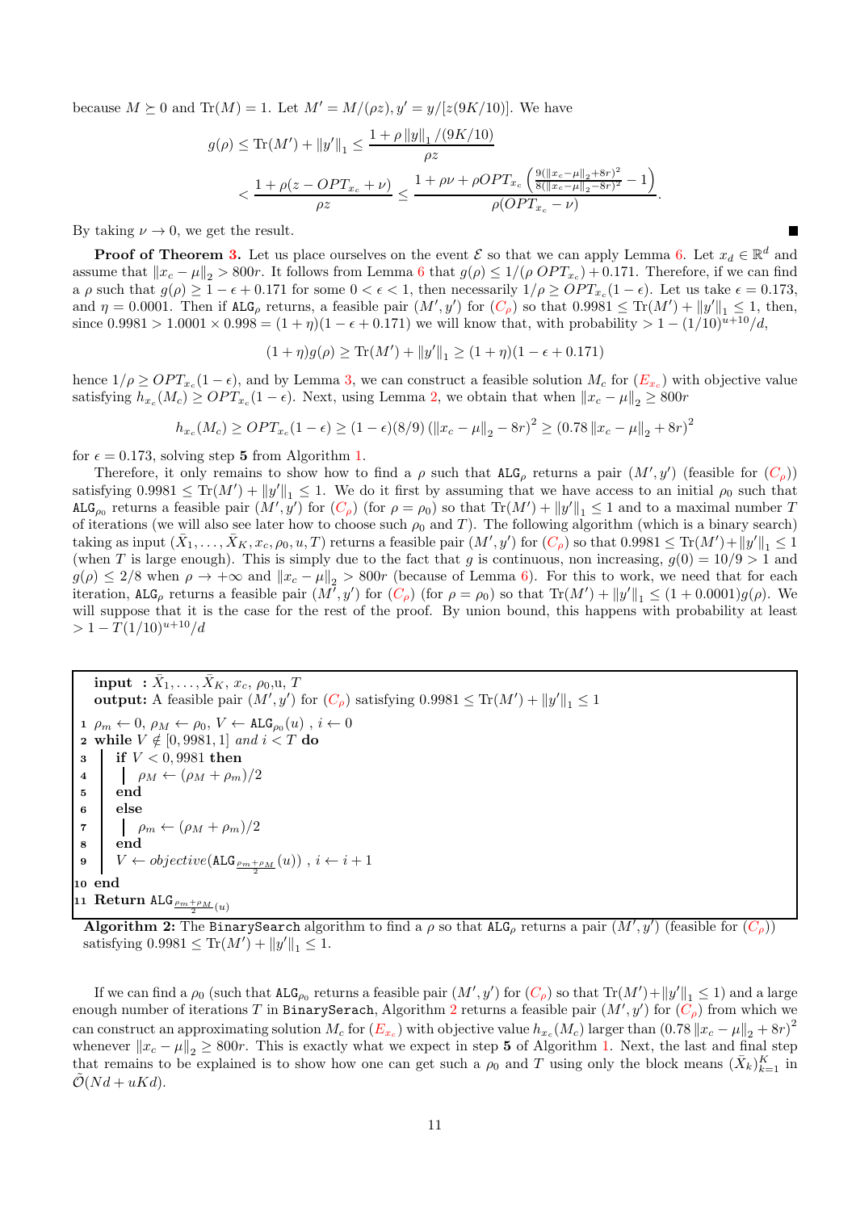because $M \succeq 0$ and $\mathrm{Tr}(M) = 1$. Let $M' = M/(\rho z), y' = y/[z(9K/10)]$. We have

$$
\begin{aligned}
g(\rho) \leq \mathrm{Tr}(M') + \|y'\|_1 &\leq \frac{1 + \rho \|y\|_1 / (9K/10)}{\rho z} \\
&< \frac{1 + \rho(z - OPT_{x_c} + \nu)}{\rho z} \leq \frac{1 + \rho\nu + \rho OPT_{x_c}\left(\frac{9(\|x_c - \mu\|_2 + 8r)^2}{8(\|x_c - \mu\|_2 - 8r)^2} - 1\right)}{\rho(OPT_{x_c} - \nu)}.
\end{aligned}
$$

By taking $\nu \to 0$, we get the result. ■

**Proof of Theorem 3.** Let us place ourselves on the event $\mathcal{E}$ so that we can apply Lemma 6. Let $x_d \in \mathbb{R}^d$ and assume that $\|x_c - \mu\|_2 > 800r$. It follows from Lemma 6 that $g(\rho) \leq 1/(\rho\, OPT_{x_c}) + 0.171$. Therefore, if we can find a $\rho$ such that $g(\rho) \geq 1 - \epsilon + 0.171$ for some $0 < \epsilon < 1$, then necessarily $1/\rho \geq OPT_{x_c}(1 - \epsilon)$. Let us take $\epsilon = 0.173$, and $\eta = 0.0001$. Then if $\mathtt{ALG}_\rho$ returns, a feasible pair $(M', y')$ for ($C_\rho$) so that $0.9981 \leq \mathrm{Tr}(M') + \|y'\|_1 \leq 1$, then, since $0.9981 > 1.0001 \times 0.998 = (1+\eta)(1 - \epsilon + 0.171)$ we will know that, with probability $> 1 - (1/10)^{u+10}/d$,

$$
(1 + \eta)g(\rho) \geq \mathrm{Tr}(M') + \|y'\|_1 \geq (1 + \eta)(1 - \epsilon + 0.171)
$$

hence $1/\rho \geq OPT_{x_c}(1 - \epsilon)$, and by Lemma 3, we can construct a feasible solution $M_c$ for ($E_{x_c}$) with objective value satisfying $h_{x_c}(M_c) \geq OPT_{x_c}(1 - \epsilon)$. Next, using Lemma 2, we obtain that when $\|x_c - \mu\|_2 \geq 800r$

$$
h_{x_c}(M_c) \geq OPT_{x_c}(1 - \epsilon) \geq (1 - \epsilon)(8/9)\left(\|x_c - \mu\|_2 - 8r\right)^2 \geq \left(0.78\,\|x_c - \mu\|_2 + 8r\right)^2
$$

for $\epsilon = 0.173$, solving step **5** from Algorithm 1.

Therefore, it only remains to show how to find a $\rho$ such that $\mathtt{ALG}_\rho$ returns a pair $(M', y')$ (feasible for ($C_\rho$)) satisfying $0.9981 \leq \mathrm{Tr}(M') + \|y'\|_1 \leq 1$. We do it first by assuming that we have access to an initial $\rho_0$ such that $\mathtt{ALG}_{\rho_0}$ returns a feasible pair $(M', y')$ for ($C_\rho$) (for $\rho = \rho_0$) so that $\mathrm{Tr}(M') + \|y'\|_1 \leq 1$ and to a maximal number $T$ of iterations (we will also see later how to choose such $\rho_0$ and $T$). The following algorithm (which is a binary search) taking as input $(\bar{X}_1, \dots, \bar{X}_K, x_c, \rho_0, u, T)$ returns a feasible pair $(M', y')$ for ($C_\rho$) so that $0.9981 \leq \mathrm{Tr}(M') + \|y'\|_1 \leq 1$ (when $T$ is large enough). This is simply due to the fact that $g$ is continuous, non increasing, $g(0) = 10/9 > 1$ and $g(\rho) \leq 2/8$ when $\rho \to +\infty$ and $\|x_c - \mu\|_2 > 800r$ (because of Lemma 6). For this to work, we need that for each iteration, $\mathtt{ALG}_\rho$ returns a feasible pair $(M', y')$ for ($C_\rho$) (for $\rho = \rho_0$) so that $\mathrm{Tr}(M') + \|y'\|_1 \leq (1 + 0.0001)g(\rho)$. We will suppose that it is the case for the rest of the proof. By union bound, this happens with probability at least $> 1 - T(1/10)^{u+10}/d$

```
    input  : X̄_1, ..., X̄_K, x_c, ρ_0, u, T
    output: A feasible pair (M', y') for (C_ρ) satisfying 0.9981 ≤ Tr(M') + ||y'||_1 ≤ 1
 1  ρ_m ← 0, ρ_M ← ρ_0, V ← ALG_{ρ_0}(u) , i ← 0
 2  while V ∉ [0,9981, 1] and i < T do
 3  |   if V < 0,9981 then
 4  |   |   ρ_M ← (ρ_M + ρ_m)/2
 5  |   end
 6  |   else
 7  |   |   ρ_m ← (ρ_M + ρ_m)/2
 8  |   end
 9  |   V ← objective(ALG_{(ρ_m+ρ_M)/2}(u)) , i ← i + 1
10  end
11  Return ALG_{(ρ_m+ρ_M)/2}(u)
```

**Algorithm 2:** The `BinarySearch` algorithm to find a $\rho$ so that $\mathtt{ALG}_\rho$ returns a pair $(M', y')$ (feasible for ($C_\rho$)) satisfying $0.9981 \leq \mathrm{Tr}(M') + \|y'\|_1 \leq 1$.

If we can find a $\rho_0$ (such that $\mathtt{ALG}_{\rho_0}$ returns a feasible pair $(M', y')$ for ($C_\rho$) so that $\mathrm{Tr}(M') + \|y'\|_1 \leq 1$) and a large enough number of iterations $T$ in `BinarySerach`, Algorithm 2 returns a feasible pair $(M', y')$ for ($C_\rho$) from which we can construct an approximating solution $M_c$ for ($E_{x_c}$) with objective value $h_{x_c}(M_c)$ larger than $\left(0.78\,\|x_c - \mu\|_2 + 8r\right)^2$ whenever $\|x_c - \mu\|_2 \geq 800r$. This is exactly what we expect in step **5** of Algorithm 1. Next, the last and final step that remains to be explained is to show how one can get such a $\rho_0$ and $T$ using only the block means $(\bar{X}_k)_{k=1}^K$ in $\tilde{\mathcal{O}}(Nd + uKd)$.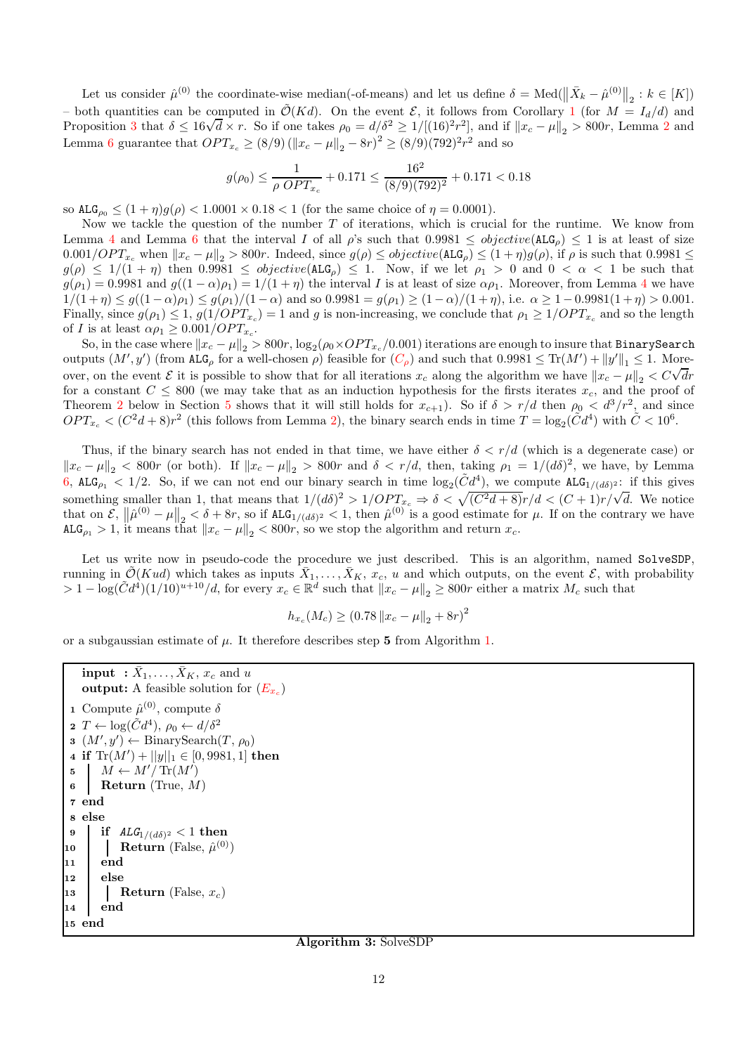Let us consider $\hat{\mu}^{(0)}$ the coordinate-wise median(-of-means) and let us define $\delta = \text{Med}(\|\bar{X}_k - \hat{\mu}^{(0)}\|_2 : k \in [K])$ – both quantities can be computed in $\tilde{\mathcal{O}}(Kd)$. On the event $\mathcal{E}$, it follows from Corollary 1 (for $M = I_d/d$) and Proposition 3 that $\delta \leq 16\sqrt{d} \times r$. So if one takes $\rho_0 = d/\delta^2 \geq 1/[(16)^2 r^2]$, and if $\|x_c - \mu\|_2 > 800r$, Lemma 2 and Lemma 6 guarantee that $OPT_{x_c} \geq (8/9)(\|x_c - \mu\|_2 - 8r)^2 \geq (8/9)(792)^2 r^2$ and so

$$g(\rho_0) \leq \frac{1}{\rho\, OPT_{x_c}} + 0.171 \leq \frac{16^2}{(8/9)(792)^2} + 0.171 < 0.18$$

so $\texttt{ALG}_{\rho_0} \leq (1+\eta) g(\rho) < 1.0001 \times 0.18 < 1$ (for the same choice of $\eta = 0.0001$).

Now we tackle the question of the number $T$ of iterations, which is crucial for the runtime. We know from Lemma 4 and Lemma 6 that the interval $I$ of all $\rho$'s such that $0.9981 \leq \mathit{objective}(\texttt{ALG}_\rho) \leq 1$ is at least of size $0.001/OPT_{x_c}$ when $\|x_c - \mu\|_2 > 800r$. Indeed, since $g(\rho) \leq \mathit{objective}(\texttt{ALG}_\rho) \leq (1+\eta)g(\rho)$, if $\rho$ is such that $0.9981 \leq g(\rho) \leq 1/(1+\eta)$ then $0.9981 \leq \mathit{objective}(\texttt{ALG}_\rho) \leq 1$. Now, if we let $\rho_1 > 0$ and $0 < \alpha < 1$ be such that $g(\rho_1) = 0.9981$ and $g((1-\alpha)\rho_1) = 1/(1+\eta)$ the interval $I$ is at least of size $\alpha \rho_1$. Moreover, from Lemma 4 we have $1/(1+\eta) \leq g((1-\alpha)\rho_1) \leq g(\rho_1)/(1-\alpha)$ and so $0.9981 = g(\rho_1) \geq (1-\alpha)/(1+\eta)$, i.e. $\alpha \geq 1 - 0.9981(1+\eta) > 0.001$. Finally, since $g(\rho_1) \leq 1$, $g(1/OPT_{x_c}) = 1$ and $g$ is non-increasing, we conclude that $\rho_1 \geq 1/OPT_{x_c}$ and so the length of $I$ is at least $\alpha\rho_1 \geq 0.001/OPT_{x_c}$.

So, in the case where $\|x_c - \mu\|_2 > 800r$, $\log_2(\rho_0 \times OPT_{x_c}/0.001)$ iterations are enough to insure that $\texttt{BinarySearch}$ outputs $(M', y')$ (from $\texttt{ALG}_\rho$ for a well-chosen $\rho$) feasible for ($C_\rho$) and such that $0.9981 \leq \text{Tr}(M') + \|y'\|_1 \leq 1$. Moreover, on the event $\mathcal{E}$ it is possible to show that for all iterations $x_c$ along the algorithm we have $\|x_c - \mu\|_2 < C\sqrt{d}r$ for a constant $C \leq 800$ (we may take that as an induction hypothesis for the firsts iterates $x_c$, and the proof of Theorem 2 below in Section 5 shows that it will still holds for $x_{c+1}$). So if $\delta > r/d$ then $\rho_0 < d^3/r^2$, and since $OPT_{x_c} < (C^2 d + 8)r^2$ (this follows from Lemma 2), the binary search ends in time $T = \log_2(\tilde{C}d^4)$ with $\tilde{C} < 10^6$.

Thus, if the binary search has not ended in that time, we have either $\delta < r/d$ (which is a degenerate case) or $\|x_c - \mu\|_2 < 800r$ (or both). If $\|x_c - \mu\|_2 > 800r$ and $\delta < r/d$, then, taking $\rho_1 = 1/(d\delta)^2$, we have, by Lemma 6, $\texttt{ALG}_{\rho_1} < 1/2$. So, if we can not end our binary search in time $\log_2(\tilde{C}d^4)$, we compute $\texttt{ALG}_{1/(d\delta)^2}$: if this gives something smaller than 1, that means that $1/(d\delta)^2 > 1/OPT_{x_c} \Rightarrow \delta < \sqrt{(C^2 d + 8)}r/d < (C+1)r/\sqrt{d}$. We notice that on $\mathcal{E}$, $\|\hat{\mu}^{(0)} - \mu\|_2 < \delta + 8r$, so if $\texttt{ALG}_{1/(d\delta)^2} < 1$, then $\hat{\mu}^{(0)}$ is a good estimate for $\mu$. If on the contrary we have $\texttt{ALG}_{\rho_1} > 1$, it means that $\|x_c - \mu\|_2 < 800r$, so we stop the algorithm and return $x_c$.

Let us write now in pseudo-code the procedure we just described. This is an algorithm, named $\texttt{SolveSDP}$, running in $\tilde{\mathcal{O}}(Kud)$ which takes as inputs $\bar{X}_1, \ldots, \bar{X}_K$, $x_c$, $u$ and which outputs, on the event $\mathcal{E}$, with probability $> 1 - \log(\tilde{C}d^4)(1/10)^{u+10}/d$, for every $x_c \in \mathbb{R}^d$ such that $\|x_c - \mu\|_2 \geq 800r$ either a matrix $M_c$ such that

$$h_{x_c}(M_c) \geq (0.78\|x_c - \mu\|_2 + 8r)^2$$

or a subgaussian estimate of $\mu$. It therefore describes step **5** from Algorithm 1.

```
input : X̄_1, ..., X̄_K, x_c and u
output: A feasible solution for (E_{x_c})
1  Compute μ̂^(0), compute δ
2  T ← log(C̃d^4), ρ_0 ← d/δ^2
3  (M', y') ← BinarySearch(T, ρ_0)
4  if Tr(M') + ||y||_1 ∈ [0,9981, 1] then
5  |   M ← M' / Tr(M')
6  |   Return (True, M)
7  end
8  else
9  |   if ALG_{1/(dδ)^2} < 1 then
10 |   |   Return (False, μ̂^(0))
11 |   end
12 |   else
13 |   |   Return (False, x_c)
14 |   end
15 end
```

**Algorithm 3:** SolveSDP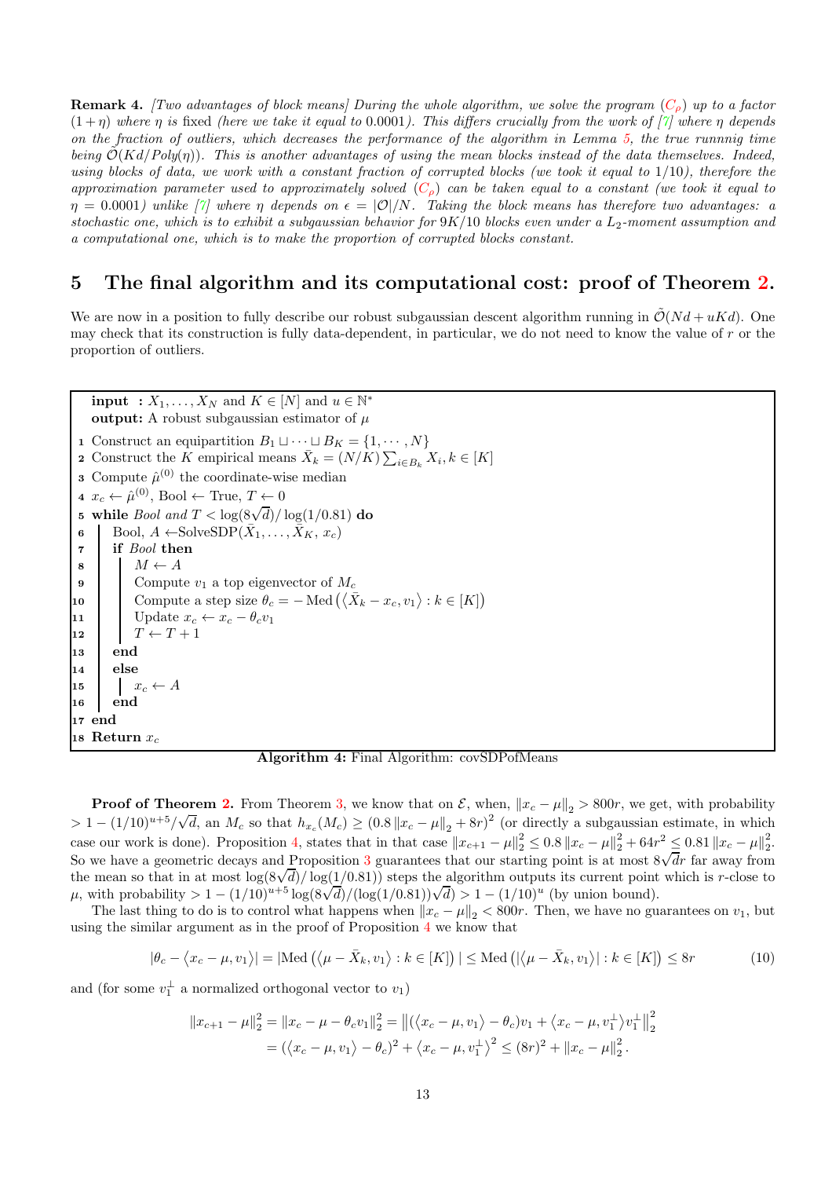**Remark 4.** *[Two advantages of block means] During the whole algorithm, we solve the program ($C_\rho$) up to a factor $(1+\eta)$ where $\eta$ is fixed (here we take it equal to 0.0001). This differs crucially from the work of [7] where $\eta$ depends on the fraction of outliers, which decreases the performance of the algorithm in Lemma 5, the true runnnig time being $\tilde{\mathcal{O}}(Kd/Poly(\eta))$. This is another advantages of using the mean blocks instead of the data themselves. Indeed, using blocks of data, we work with a constant fraction of corrupted blocks (we took it equal to 1/10), therefore the approximation parameter used to approximately solved ($C_\rho$) can be taken equal to a constant (we took it equal to $\eta = 0.0001$) unlike [7] where $\eta$ depends on $\epsilon = |\mathcal{O}|/N$. Taking the block means has therefore two advantages: a stochastic one, which is to exhibit a subgaussian behavior for $9K/10$ blocks even under a $L_2$-moment assumption and a computational one, which is to make the proportion of corrupted blocks constant.*

# 5 The final algorithm and its computational cost: proof of Theorem 2.

We are now in a position to fully describe our robust subgaussian descent algorithm running in $\tilde{\mathcal{O}}(Nd + uKd)$. One may check that its construction is fully data-dependent, in particular, we do not need to know the value of $r$ or the proportion of outliers.

```
input  : X_1, ..., X_N and K ∈ [N] and u ∈ ℕ*
output: A robust subgaussian estimator of μ
1  Construct an equipartition B_1 ⊔ ··· ⊔ B_K = {1, ··· , N}
2  Construct the K empirical means X̄_k = (N/K) Σ_{i∈B_k} X_i, k ∈ [K]
3  Compute μ̂^(0) the coordinate-wise median
4  x_c ← μ̂^(0), Bool ← True, T ← 0
5  while Bool and T < log(8√d)/log(1/0.81) do
6  |  Bool, A ← SolveSDP(X̄_1, ..., X̄_K, x_c)
7  |  if Bool then
8  |  |  M ← A
9  |  |  Compute v_1 a top eigenvector of M_c
10 |  |  Compute a step size θ_c = − Med(⟨X̄_k − x_c, v_1⟩ : k ∈ [K])
11 |  |  Update x_c ← x_c − θ_c v_1
12 |  |  T ← T + 1
13 |  end
14 |  else
15 |  |  x_c ← A
16 |  end
17 end
18 Return x_c
```

**Algorithm 4:** Final Algorithm: covSDPofMeans

**Proof of Theorem 2.** From Theorem 3, we know that on $\mathcal{E}$, when, $\|x_c - \mu\|_2 > 800r$, we get, with probability $> 1 - (1/10)^{u+5}/\sqrt{d}$, an $M_c$ so that $h_{x_c}(M_c) \geq (0.8\|x_c - \mu\|_2 + 8r)^2$ (or directly a subgaussian estimate, in which case our work is done). Proposition 4, states that in that case $\|x_{c+1} - \mu\|_2^2 \leq 0.8\|x_c - \mu\|_2^2 + 64r^2 \leq 0.81\|x_c - \mu\|_2^2$. So we have a geometric decays and Proposition 3 guarantees that our starting point is at most $8\sqrt{d}r$ far away from the mean so that in at most $\log(8\sqrt{d})/\log(1/0.81))$ steps the algorithm outputs its current point which is $r$-close to $\mu$, with probability $> 1 - (1/10)^{u+5}\log(8\sqrt{d})/(\log(1/0.81))\sqrt{d}) > 1 - (1/10)^u$ (by union bound).

The last thing to do is to control what happens when $\|x_c - \mu\|_2 < 800r$. Then, we have no guarantees on $v_1$, but using the similar argument as in the proof of Proposition 4 we know that

$$|\theta_c - \langle x_c - \mu, v_1\rangle| = |\mathrm{Med}\left(\langle \mu - \bar{X}_k, v_1\rangle : k \in [K]\right)| \leq \mathrm{Med}\left(|\langle \mu - \bar{X}_k, v_1\rangle| : k \in [K]\right) \leq 8r \tag{10}$$

and (for some $v_1^\perp$ a normalized orthogonal vector to $v_1$)

$$\begin{aligned}
\|x_{c+1} - \mu\|_2^2 = \|x_c - \mu - \theta_c v_1\|_2^2 &= \left\|(\langle x_c - \mu, v_1\rangle - \theta_c)v_1 + \langle x_c - \mu, v_1^\perp\rangle v_1^\perp\right\|_2^2 \\
&= (\langle x_c - \mu, v_1\rangle - \theta_c)^2 + \langle x_c - \mu, v_1^\perp\rangle^2 \leq (8r)^2 + \|x_c - \mu\|_2^2 .
\end{aligned}$$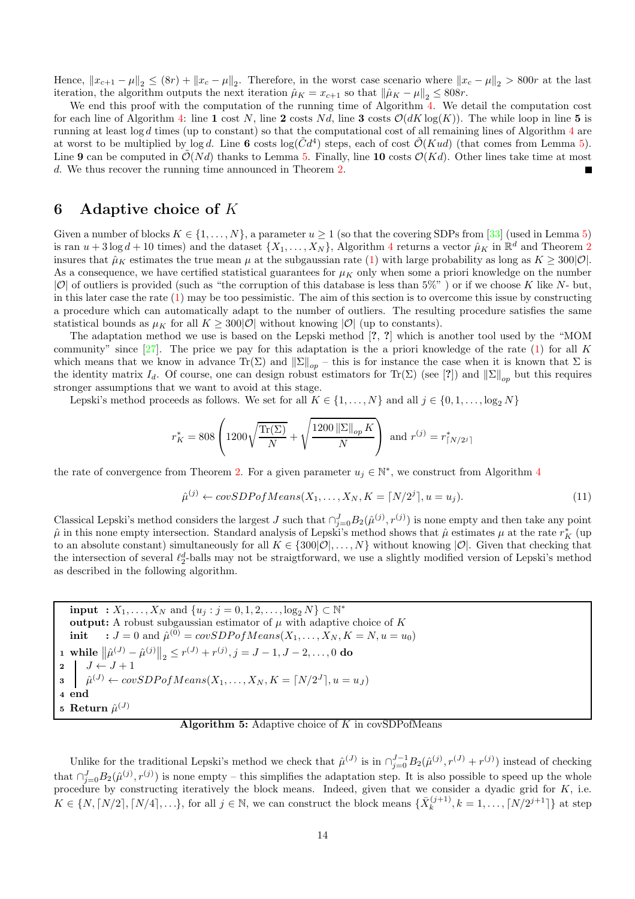Hence, $\|x_{c+1} - \mu\|_2 \leq (8r) + \|x_c - \mu\|_2$. Therefore, in the worst case scenario where $\|x_c - \mu\|_2 > 800r$ at the last iteration, the algorithm outputs the next iteration $\hat{\mu}_K = x_{c+1}$ so that $\|\hat{\mu}_K - \mu\|_2 \leq 808r$.

We end this proof with the computation of the running time of Algorithm 4. We detail the computation cost for each line of Algorithm 4: line **1** cost $N$, line **2** costs $Nd$, line **3** costs $\mathcal{O}(dK\log(K))$. The while loop in line **5** is running at least $\log d$ times (up to constant) so that the computational cost of all remaining lines of Algorithm 4 are at worst to be multiplied by $\log d$. Line **6** costs $\log(\tilde{C}d^4)$ steps, each of cost $\tilde{\mathcal{O}}(Kud)$ (that comes from Lemma 5). Line **9** can be computed in $\tilde{\mathcal{O}}(Nd)$ thanks to Lemma 5. Finally, line **10** costs $\mathcal{O}(Kd)$. Other lines take time at most $d$. We thus recover the running time announced in Theorem 2. ∎

## 6 Adaptive choice of $K$

Given a number of blocks $K \in \{1, \ldots, N\}$, a parameter $u \geq 1$ (so that the covering SDPs from [33] (used in Lemma 5) is ran $u + 3\log d + 10$ times) and the dataset $\{X_1, \ldots, X_N\}$, Algorithm 4 returns a vector $\hat{\mu}_K$ in $\mathbb{R}^d$ and Theorem 2 insures that $\hat{\mu}_K$ estimates the true mean $\mu$ at the subgaussian rate (1) with large probability as long as $K \geq 300|\mathcal{O}|$. As a consequence, we have certified statistical guarantees for $\mu_K$ only when some a priori knowledge on the number $|\mathcal{O}|$ of outliers is provided (such as "the corruption of this database is less than 5%" ) or if we choose $K$ like $N$- but, in this later case the rate (1) may be too pessimistic. The aim of this section is to overcome this issue by constructing a procedure which can automatically adapt to the number of outliers. The resulting procedure satisfies the same statistical bounds as $\mu_K$ for all $K \geq 300|\mathcal{O}|$ without knowing $|\mathcal{O}|$ (up to constants).

The adaptation method we use is based on the Lepski method [?, ?] which is another tool used by the "MOM community" since [27]. The price we pay for this adaptation is the a priori knowledge of the rate (1) for all $K$ which means that we know in advance $\mathrm{Tr}(\Sigma)$ and $\|\Sigma\|_{op}$ – this is for instance the case when it is known that $\Sigma$ is the identity matrix $I_d$. Of course, one can design robust estimators for $\mathrm{Tr}(\Sigma)$ (see [?]) and $\|\Sigma\|_{op}$ but this requires stronger assumptions that we want to avoid at this stage.

Lepski's method proceeds as follows. We set for all $K \in \{1, \ldots, N\}$ and all $j \in \{0, 1, \ldots, \log_2 N\}$

$$r_K^* = 808\left(1200\sqrt{\frac{\mathrm{Tr}(\Sigma)}{N}} + \sqrt{\frac{1200\,\|\Sigma\|_{op}\,K}{N}}\right) \text{ and } r^{(j)} = r^*_{\lceil N/2^j \rceil}$$

the rate of convergence from Theorem 2. For a given parameter $u_j \in \mathbb{N}^*$, we construct from Algorithm 4

$$\hat{\mu}^{(j)} \leftarrow covSDPofMeans(X_1, \ldots, X_N, K = \lceil N/2^j \rceil, u = u_j). \tag{11}$$

Classical Lepski's method considers the largest $J$ such that $\cap_{j=0}^J B_2(\hat{\mu}^{(j)}, r^{(j)})$ is none empty and then take any point $\hat{\mu}$ in this none empty intersection. Standard analysis of Lepski's method shows that $\hat{\mu}$ estimates $\mu$ at the rate $r_K^*$ (up to an absolute constant) simultaneously for all $K \in \{300|\mathcal{O}|, \ldots, N\}$ without knowing $|\mathcal{O}|$. Given that checking that the intersection of several $\ell_2^d$-balls may not be straigtforward, we use a slightly modified version of Lepski's method as described in the following algorithm.

```
input  : X_1, ..., X_N and {u_j : j = 0, 1, 2, ..., log_2 N} ⊂ N*
output: A robust subgaussian estimator of μ with adaptive choice of K
init   : J = 0 and μ̂^(0) = covSDPofMeans(X_1, ..., X_N, K = N, u = u_0)
1 while ||μ̂^(J) − μ̂^(j)||_2 ≤ r^(J) + r^(j), j = J − 1, J − 2, ..., 0 do
2 |  J ← J + 1
3 |  μ̂^(J) ← covSDPofMeans(X_1, ..., X_N, K = ⌈N/2^J⌉, u = u_J)
4 end
5 Return μ̂^(J)
```

**Algorithm 5:** Adaptive choice of $K$ in covSDPofMeans

Unlike for the traditional Lepski's method we check that $\hat{\mu}^{(J)}$ is in $\cap_{j=0}^{J-1} B_2(\hat{\mu}^{(j)}, r^{(J)} + r^{(j)})$ instead of checking that $\cap_{j=0}^J B_2(\hat{\mu}^{(j)}, r^{(j)})$ is none empty – this simplifies the adaptation step. It is also possible to speed up the whole procedure by constructing iteratively the block means. Indeed, given that we consider a dyadic grid for $K$, i.e. $K \in \{N, \lceil N/2 \rceil, \lceil N/4 \rceil, \ldots\}$, for all $j \in \mathbb{N}$, we can construct the block means $\{\bar{X}_k^{(j+1)}, k = 1, \ldots, \lceil N/2^{j+1} \rceil\}$ at step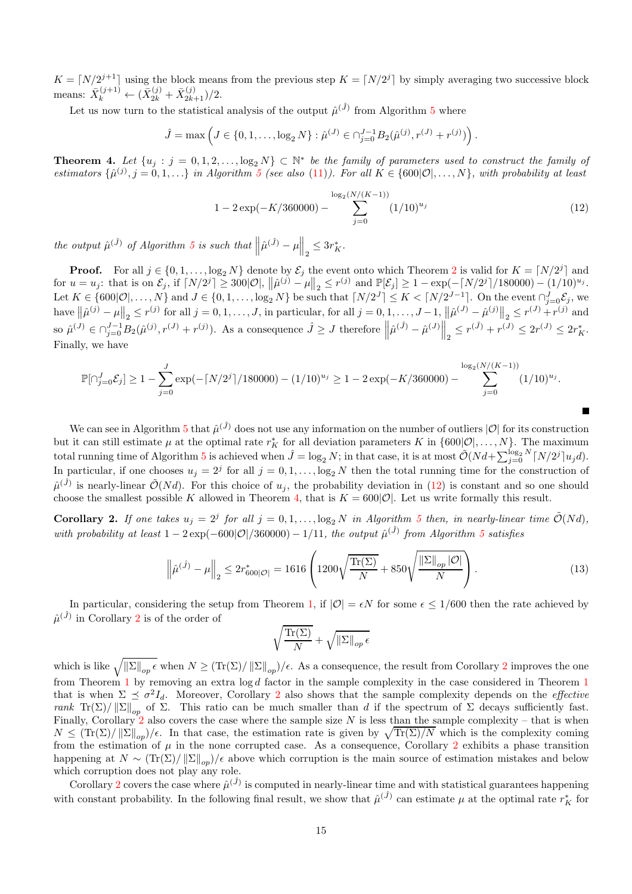$K = \lceil N/2^{j+1} \rceil$ using the block means from the previous step $K = \lceil N/2^j \rceil$ by simply averaging two successive block means: $\bar{X}_k^{(j+1)} \leftarrow (\bar{X}_{2k}^{(j)} + \bar{X}_{2k+1}^{(j)})/2$.

Let us now turn to the statistical analysis of the output $\hat{\mu}^{(\hat{J})}$ from Algorithm 5 where

$$\hat{J} = \max\left(J \in \{0, 1, \dots, \log_2 N\} : \hat{\mu}^{(J)} \in \cap_{j=0}^{J-1} B_2(\hat{\mu}^{(j)}, r^{(J)} + r^{(j)})\right).$$

**Theorem 4.** *Let $\{u_j : j = 0, 1, 2, \dots, \log_2 N\} \subset \mathbb{N}^*$ be the family of parameters used to construct the family of estimators $\{\hat{\mu}^{(j)}, j = 0, 1, \dots\}$ in Algorithm 5 (see also (11)). For all $K \in \{600|\mathcal{O}|, \dots, N\}$, with probability at least*

$$1 - 2\exp(-K/360000) - \sum_{j=0}^{\log_2(N/(K-1))} (1/10)^{u_j} \tag{12}$$

*the output $\hat{\mu}^{(\hat{J})}$ of Algorithm 5 is such that $\left\|\hat{\mu}^{(\hat{J})} - \mu\right\|_2 \le 3r_K^*$.*

**Proof.** For all $j \in \{0, 1, \dots, \log_2 N\}$ denote by $\mathcal{E}_j$ the event onto which Theorem 2 is valid for $K = \lceil N/2^j \rceil$ and for $u = u_j$: that is on $\mathcal{E}_j$, if $\lceil N/2^j \rceil \ge 300|\mathcal{O}|$, $\left\|\hat{\mu}^{(j)} - \mu\right\|_2 \le r^{(j)}$ and $\mathbb{P}[\mathcal{E}_j] \ge 1 - \exp(-\lceil N/2^j \rceil/180000) - (1/10)^{u_j}$. Let $K \in \{600|\mathcal{O}|, \dots, N\}$ and $J \in \{0, 1, \dots, \log_2 N\}$ be such that $\lceil N/2^J \rceil \le K < \lceil N/2^{J-1} \rceil$. On the event $\cap_{j=0}^{J} \mathcal{E}_j$, we have $\left\|\hat{\mu}^{(j)} - \mu\right\|_2 \le r^{(j)}$ for all $j = 0, 1, \dots, J$, in particular, for all $j = 0, 1, \dots, J-1$, $\left\|\hat{\mu}^{(J)} - \hat{\mu}^{(j)}\right\|_2 \le r^{(J)} + r^{(j)}$ and so $\hat{\mu}^{(J)} \in \cap_{j=0}^{J-1} B_2(\hat{\mu}^{(j)}, r^{(J)} + r^{(j)})$. As a consequence $\hat{J} \ge J$ therefore $\left\|\hat{\mu}^{(\hat{J})} - \hat{\mu}^{(J)}\right\|_2 \le r^{(\hat{J})} + r^{(J)} \le 2r^{(J)} \le 2r_K^*$. Finally, we have

$$\mathbb{P}[\cap_{j=0}^{J} \mathcal{E}_j] \ge 1 - \sum_{j=0}^{J} \exp(-\lceil N/2^j \rceil/180000) - (1/10)^{u_j} \ge 1 - 2\exp(-K/360000) - \sum_{j=0}^{\log_2(N/(K-1))} (1/10)^{u_j}.$$

■

We can see in Algorithm 5 that $\hat{\mu}^{(\hat{J})}$ does not use any information on the number of outliers $|\mathcal{O}|$ for its construction but it can still estimate $\mu$ at the optimal rate $r_K^*$ for all deviation parameters $K$ in $\{600|\mathcal{O}|, \dots, N\}$. The maximum total running time of Algorithm 5 is achieved when $\hat{J} = \log_2 N$; in that case, it is at most $\tilde{\mathcal{O}}(Nd + \sum_{j=0}^{\log_2 N} \lceil N/2^j \rceil u_j d)$. In particular, if one chooses $u_j = 2^j$ for all $j = 0, 1, \dots, \log_2 N$ then the total running time for the construction of $\hat{\mu}^{(\hat{J})}$ is nearly-linear $\tilde{\mathcal{O}}(Nd)$. For this choice of $u_j$, the probability deviation in (12) is constant and so one should choose the smallest possible $K$ allowed in Theorem 4, that is $K = 600|\mathcal{O}|$. Let us write formally this result.

**Corollary 2.** *If one takes $u_j = 2^j$ for all $j = 0, 1, \dots, \log_2 N$ in Algorithm 5 then, in nearly-linear time $\tilde{\mathcal{O}}(Nd)$, with probability at least $1 - 2\exp(-600|\mathcal{O}|/360000) - 1/11$, the output $\hat{\mu}^{(\hat{J})}$ from Algorithm 5 satisfies*

$$\left\|\hat{\mu}^{(\hat{J})} - \mu\right\|_2 \le 2r_{600|\mathcal{O}|}^* = 1616\left(1200\sqrt{\frac{\mathrm{Tr}(\Sigma)}{N}} + 850\sqrt{\frac{\|\Sigma\|_{op}|\mathcal{O}|}{N}}\right). \tag{13}$$

In particular, considering the setup from Theorem 1, if $|\mathcal{O}| = \epsilon N$ for some $\epsilon \le 1/600$ then the rate achieved by $\hat{\mu}^{(\hat{J})}$ in Corollary 2 is of the order of

$$\sqrt{\frac{\mathrm{Tr}(\Sigma)}{N}} + \sqrt{\|\Sigma\|_{op}\,\epsilon}$$

which is like $\sqrt{\|\Sigma\|_{op}\,\epsilon}$ when $N \ge (\mathrm{Tr}(\Sigma)/\|\Sigma\|_{op})/\epsilon$. As a consequence, the result from Corollary 2 improves the one from Theorem 1 by removing an extra $\log d$ factor in the sample complexity in the case considered in Theorem 1 that is when $\Sigma \preceq \sigma^2 I_d$. Moreover, Corollary 2 also shows that the sample complexity depends on the *effective rank* $\mathrm{Tr}(\Sigma)/\|\Sigma\|_{op}$ of $\Sigma$. This ratio can be much smaller than $d$ if the spectrum of $\Sigma$ decays sufficiently fast. Finally, Corollary 2 also covers the case where the sample size $N$ is less than the sample complexity – that is when $N \le (\mathrm{Tr}(\Sigma)/\|\Sigma\|_{op})/\epsilon$. In that case, the estimation rate is given by $\sqrt{\mathrm{Tr}(\Sigma)/N}$ which is the complexity coming from the estimation of $\mu$ in the none corrupted case. As a consequence, Corollary 2 exhibits a phase transition happening at $N \sim (\mathrm{Tr}(\Sigma)/\|\Sigma\|_{op})/\epsilon$ above which corruption is the main source of estimation mistakes and below which corruption does not play any role.

Corollary 2 covers the case where $\hat{\mu}^{(\hat{J})}$ is computed in nearly-linear time and with statistical guarantees happening with constant probability. In the following final result, we show that $\hat{\mu}^{(\hat{J})}$ can estimate $\mu$ at the optimal rate $r_K^*$ for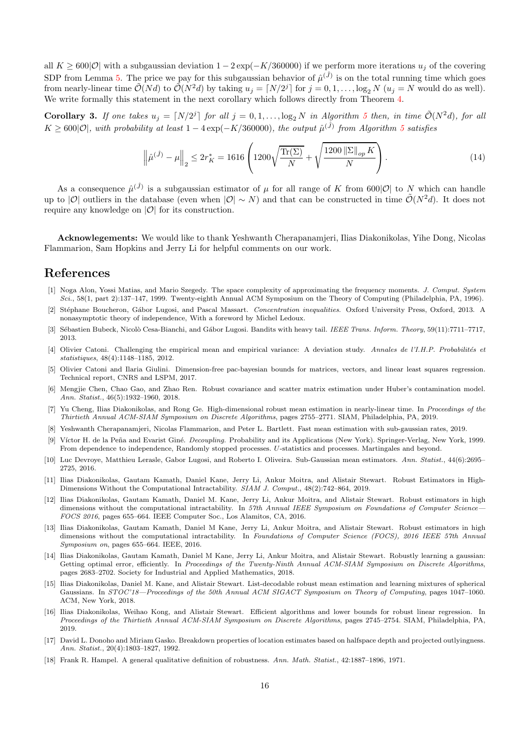all $K \geq 600|\mathcal{O}|$ with a subgaussian deviation $1 - 2\exp(-K/360000)$ if we perform more iterations $u_j$ of the covering SDP from Lemma 5. The price we pay for this subgaussian behavior of $\hat{\mu}^{(\hat{J})}$ is on the total running time which goes from nearly-linear time $\tilde{\mathcal{O}}(Nd)$ to $\tilde{\mathcal{O}}(N^2 d)$ by taking $u_j = \lceil N/2^j \rceil$ for $j = 0, 1, \ldots, \log_2 N$ ($u_j = N$ would do as well). We write formally this statement in the next corollary which follows directly from Theorem 4.

**Corollary 3.** *If one takes $u_j = \lceil N/2^j \rceil$ for all $j = 0, 1, \ldots, \log_2 N$ in Algorithm 5 then, in time $\tilde{\mathcal{O}}(N^2 d)$, for all $K \geq 600|\mathcal{O}|$, with probability at least $1 - 4\exp(-K/360000)$, the output $\hat{\mu}^{(\hat{J})}$ from Algorithm 5 satisfies*

$$\left\| \hat{\mu}^{(\hat{J})} - \mu \right\|_2 \leq 2 r_K^* = 1616 \left( 1200 \sqrt{\frac{\operatorname{Tr}(\Sigma)}{N}} + \sqrt{\frac{1200 \left\| \Sigma \right\|_{op} K}{N}} \right). \tag{14}$$

As a consequence $\hat{\mu}^{(\hat{J})}$ is a subgaussian estimator of $\mu$ for all range of $K$ from $600|\mathcal{O}|$ to $N$ which can handle up to $|\mathcal{O}|$ outliers in the database (even when $|\mathcal{O}| \sim N$) and that can be constructed in time $\tilde{\mathcal{O}}(N^2 d)$. It does not require any knowledge on $|\mathcal{O}|$ for its construction.

**Acknowlegements:** We would like to thank Yeshwanth Cherapanamjeri, Ilias Diakonikolas, Yihe Dong, Nicolas Flammarion, Sam Hopkins and Jerry Li for helpful comments on our work.

# References

[1] Noga Alon, Yossi Matias, and Mario Szegedy. The space complexity of approximating the frequency moments. *J. Comput. System Sci.*, 58(1, part 2):137–147, 1999. Twenty-eighth Annual ACM Symposium on the Theory of Computing (Philadelphia, PA, 1996).

[2] Stéphane Boucheron, Gábor Lugosi, and Pascal Massart. *Concentration inequalities*. Oxford University Press, Oxford, 2013. A nonasymptotic theory of independence, With a foreword by Michel Ledoux.

[3] Sébastien Bubeck, Nicolò Cesa-Bianchi, and Gábor Lugosi. Bandits with heavy tail. *IEEE Trans. Inform. Theory*, 59(11):7711–7717, 2013.

[4] Olivier Catoni. Challenging the empirical mean and empirical variance: A deviation study. *Annales de l'I.H.P. Probabilités et statistiques*, 48(4):1148–1185, 2012.

[5] Olivier Catoni and Ilaria Giulini. Dimension-free pac-bayesian bounds for matrices, vectors, and linear least squares regression. Technical report, CNRS and LSPM, 2017.

[6] Mengjie Chen, Chao Gao, and Zhao Ren. Robust covariance and scatter matrix estimation under Huber's contamination model. *Ann. Statist.*, 46(5):1932–1960, 2018.

[7] Yu Cheng, Ilias Diakonikolas, and Rong Ge. High-dimensional robust mean estimation in nearly-linear time. In *Proceedings of the Thirtieth Annual ACM-SIAM Symposium on Discrete Algorithms*, pages 2755–2771. SIAM, Philadelphia, PA, 2019.

[8] Yeshwanth Cherapanamjeri, Nicolas Flammarion, and Peter L. Bartlett. Fast mean estimation with sub-gaussian rates, 2019.

[9] Víctor H. de la Peña and Evarist Giné. *Decoupling*. Probability and its Applications (New York). Springer-Verlag, New York, 1999. From dependence to independence, Randomly stopped processes. U-statistics and processes. Martingales and beyond.

[10] Luc Devroye, Matthieu Lerasle, Gabor Lugosi, and Roberto I. Oliveira. Sub-Gaussian mean estimators. *Ann. Statist.*, 44(6):2695–2725, 2016.

[11] Ilias Diakonikolas, Gautam Kamath, Daniel Kane, Jerry Li, Ankur Moitra, and Alistair Stewart. Robust Estimators in High-Dimensions Without the Computational Intractability. *SIAM J. Comput.*, 48(2):742–864, 2019.

[12] Ilias Diakonikolas, Gautam Kamath, Daniel M. Kane, Jerry Li, Ankur Moitra, and Alistair Stewart. Robust estimators in high dimensions without the computational intractability. In *57th Annual IEEE Symposium on Foundations of Computer Science—FOCS 2016*, pages 655–664. IEEE Computer Soc., Los Alamitos, CA, 2016.

[13] Ilias Diakonikolas, Gautam Kamath, Daniel M Kane, Jerry Li, Ankur Moitra, and Alistair Stewart. Robust estimators in high dimensions without the computational intractability. In *Foundations of Computer Science (FOCS), 2016 IEEE 57th Annual Symposium on*, pages 655–664. IEEE, 2016.

[14] Ilias Diakonikolas, Gautam Kamath, Daniel M Kane, Jerry Li, Ankur Moitra, and Alistair Stewart. Robustly learning a gaussian: Getting optimal error, efficiently. In *Proceedings of the Twenty-Ninth Annual ACM-SIAM Symposium on Discrete Algorithms*, pages 2683–2702. Society for Industrial and Applied Mathematics, 2018.

[15] Ilias Diakonikolas, Daniel M. Kane, and Alistair Stewart. List-decodable robust mean estimation and learning mixtures of spherical Gaussians. In *STOC'18—Proceedings of the 50th Annual ACM SIGACT Symposium on Theory of Computing*, pages 1047–1060. ACM, New York, 2018.

[16] Ilias Diakonikolas, Weihao Kong, and Alistair Stewart. Efficient algorithms and lower bounds for robust linear regression. In *Proceedings of the Thirtieth Annual ACM-SIAM Symposium on Discrete Algorithms*, pages 2745–2754. SIAM, Philadelphia, PA, 2019.

[17] David L. Donoho and Miriam Gasko. Breakdown properties of location estimates based on halfspace depth and projected outlyingness. *Ann. Statist.*, 20(4):1803–1827, 1992.

[18] Frank R. Hampel. A general qualitative definition of robustness. *Ann. Math. Statist.*, 42:1887–1896, 1971.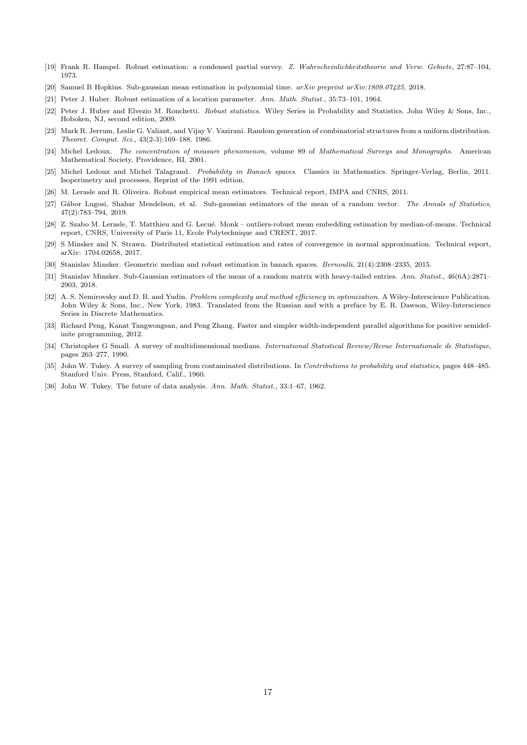[19] Frank R. Hampel. Robust estimation: a condensed partial survey. *Z. Wahrscheinlichkeitstheorie und Verw. Gebiete*, 27:87–104, 1973.

[20] Samuel B Hopkins. Sub-gaussian mean estimation in polynomial time. *arXiv preprint arXiv:1809.07425*, 2018.

[21] Peter J. Huber. Robust estimation of a location parameter. *Ann. Math. Statist.*, 35:73–101, 1964.

[22] Peter J. Huber and Elvezio M. Ronchetti. *Robust statistics*. Wiley Series in Probability and Statistics. John Wiley & Sons, Inc., Hoboken, NJ, second edition, 2009.

[23] Mark R. Jerrum, Leslie G. Valiant, and Vijay V. Vazirani. Random generation of combinatorial structures from a uniform distribution. *Theoret. Comput. Sci.*, 43(2-3):169–188, 1986.

[24] Michel Ledoux. *The concentration of measure phenomenon*, volume 89 of *Mathematical Surveys and Monographs*. American Mathematical Society, Providence, RI, 2001.

[25] Michel Ledoux and Michel Talagrand. *Probability in Banach spaces*. Classics in Mathematics. Springer-Verlag, Berlin, 2011. Isoperimetry and processes, Reprint of the 1991 edition.

[26] M. Lerasle and R. Oliveira. Robust empirical mean estimators. Technical report, IMPA and CNRS, 2011.

[27] Gábor Lugosi, Shahar Mendelson, et al. Sub-gaussian estimators of the mean of a random vector. *The Annals of Statistics*, 47(2):783–794, 2019.

[28] Z. Szabo M. Lerasle, T. Matthieu and G. Lecué. Monk – outliers-robust mean embedding estimation by median-of-means. Technical report, CNRS, University of Paris 11, Ecole Polytechnique and CREST, 2017.

[29] S Minsker and N. Strawn. Distributed statistical estimation and rates of convergence in normal approximation. Technical report, arXiv: 1704.02658, 2017.

[30] Stanislav Minsker. Geometric median and robust estimation in banach spaces. *Bernoulli*, 21(4):2308–2335, 2015.

[31] Stanislav Minsker. Sub-Gaussian estimators of the mean of a random matrix with heavy-tailed entries. *Ann. Statist.*, 46(6A):2871–2903, 2018.

[32] A. S. Nemirovsky and D. B. and Yudin. *Problem complexity and method efficiency in optimization*. A Wiley-Interscience Publication. John Wiley & Sons, Inc., New York, 1983. Translated from the Russian and with a preface by E. R. Dawson, Wiley-Interscience Series in Discrete Mathematics.

[33] Richard Peng, Kanat Tangwongsan, and Peng Zhang. Faster and simpler width-independent parallel algorithms for positive semidefinite programming, 2012.

[34] Christopher G Small. A survey of multidimensional medians. *International Statistical Review/Revue Internationale de Statistique*, pages 263–277, 1990.

[35] John W. Tukey. A survey of sampling from contaminated distributions. In *Contributions to probability and statistics*, pages 448–485. Stanford Univ. Press, Stanford, Calif., 1960.

[36] John W. Tukey. The future of data analysis. *Ann. Math. Statist.*, 33:1–67, 1962.